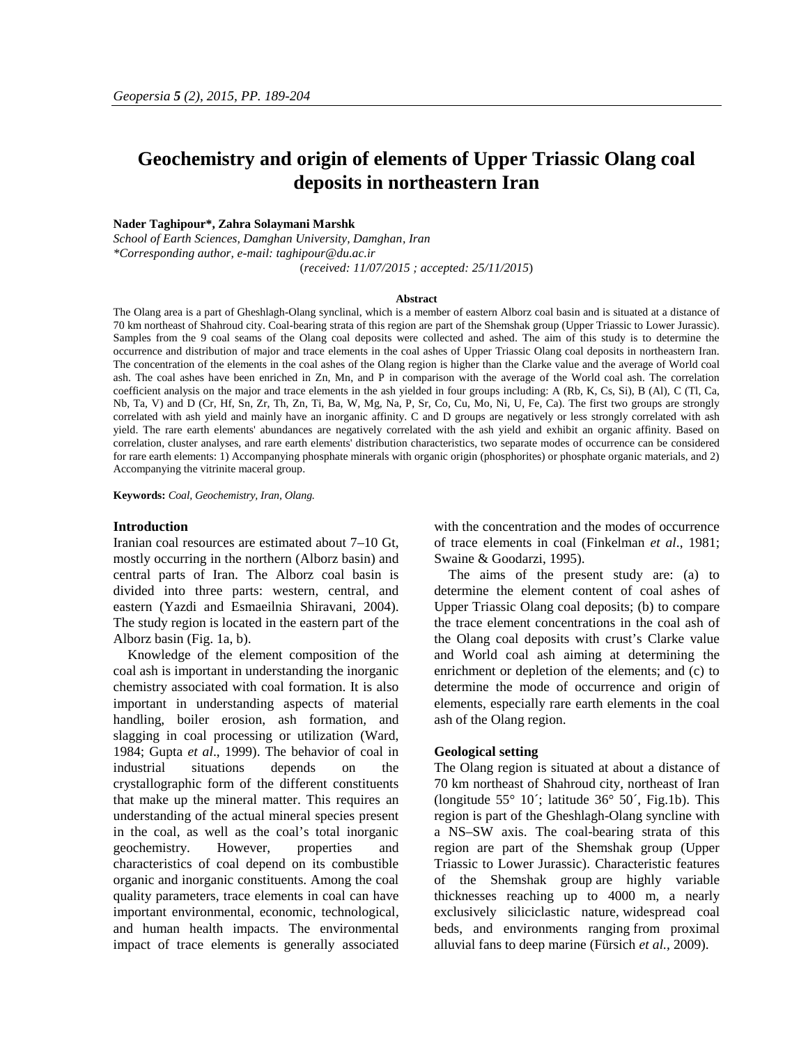# Geochemistry and origin of elements of Upper Triassic Olang coal deposits in northeastern Iran

**Nader Taghipour\*, Zahra Solaymani Marshk**

*School of Earth Sciences, Damghan University, Damghan, Iran*
*\*Corresponding author, e-mail: taghipour@du.ac.ir*

(*received: 11/07/2015 ; accepted: 25/11/2015*)

## Abstract

The Olang area is a part of Gheshlagh-Olang synclinal, which is a member of eastern Alborz coal basin and is situated at a distance of 70 km northeast of Shahroud city. Coal-bearing strata of this region are part of the Shemshak group (Upper Triassic to Lower Jurassic). Samples from the 9 coal seams of the Olang coal deposits were collected and ashed. The aim of this study is to determine the occurrence and distribution of major and trace elements in the coal ashes of Upper Triassic Olang coal deposits in northeastern Iran. The concentration of the elements in the coal ashes of the Olang region is higher than the Clarke value and the average of World coal ash. The coal ashes have been enriched in Zn, Mn, and P in comparison with the average of the World coal ash. The correlation coefficient analysis on the major and trace elements in the ash yielded in four groups including: A (Rb, K, Cs, Si), B (Al), C (Tl, Ca, Nb, Ta, V) and D (Cr, Hf, Sn, Zr, Th, Zn, Ti, Ba, W, Mg, Na, P, Sr, Co, Cu, Mo, Ni, U, Fe, Ca). The first two groups are strongly correlated with ash yield and mainly have an inorganic affinity. C and D groups are negatively or less strongly correlated with ash yield. The rare earth elements' abundances are negatively correlated with the ash yield and exhibit an organic affinity. Based on correlation, cluster analyses, and rare earth elements' distribution characteristics, two separate modes of occurrence can be considered for rare earth elements: 1) Accompanying phosphate minerals with organic origin (phosphorites) or phosphate organic materials, and 2) Accompanying the vitrinite maceral group.

**Keywords:** *Coal, Geochemistry, Iran, Olang.*

## Introduction

Iranian coal resources are estimated about 7–10 Gt, mostly occurring in the northern (Alborz basin) and central parts of Iran. The Alborz coal basin is divided into three parts: western, central, and eastern (Yazdi and Esmaeilnia Shiravani, 2004). The study region is located in the eastern part of the Alborz basin (Fig. 1a, b).

Knowledge of the element composition of the coal ash is important in understanding the inorganic chemistry associated with coal formation. It is also important in understanding aspects of material handling, boiler erosion, ash formation, and slagging in coal processing or utilization (Ward, 1984; Gupta *et al*., 1999). The behavior of coal in industrial situations depends on the crystallographic form of the different constituents that make up the mineral matter. This requires an understanding of the actual mineral species present in the coal, as well as the coal's total inorganic geochemistry. However, properties and characteristics of coal depend on its combustible organic and inorganic constituents. Among the coal quality parameters, trace elements in coal can have important environmental, economic, technological, and human health impacts. The environmental impact of trace elements is generally associated with the concentration and the modes of occurrence of trace elements in coal (Finkelman *et al*., 1981; Swaine & Goodarzi, 1995).

The aims of the present study are: (a) to determine the element content of coal ashes of Upper Triassic Olang coal deposits; (b) to compare the trace element concentrations in the coal ash of the Olang coal deposits with crust's Clarke value and World coal ash aiming at determining the enrichment or depletion of the elements; and (c) to determine the mode of occurrence and origin of elements, especially rare earth elements in the coal ash of the Olang region.

## Geological setting

The Olang region is situated at about a distance of 70 km northeast of Shahroud city, northeast of Iran (longitude 55° 10´; latitude 36° 50´, Fig.1b). This region is part of the Gheshlagh-Olang syncline with a NS–SW axis. The coal-bearing strata of this region are part of the Shemshak group (Upper Triassic to Lower Jurassic). Characteristic features of the Shemshak group are highly variable thicknesses reaching up to 4000 m, a nearly exclusively siliciclastic nature, widespread coal beds, and environments ranging from proximal alluvial fans to deep marine (Fürsich *et al.,* 2009).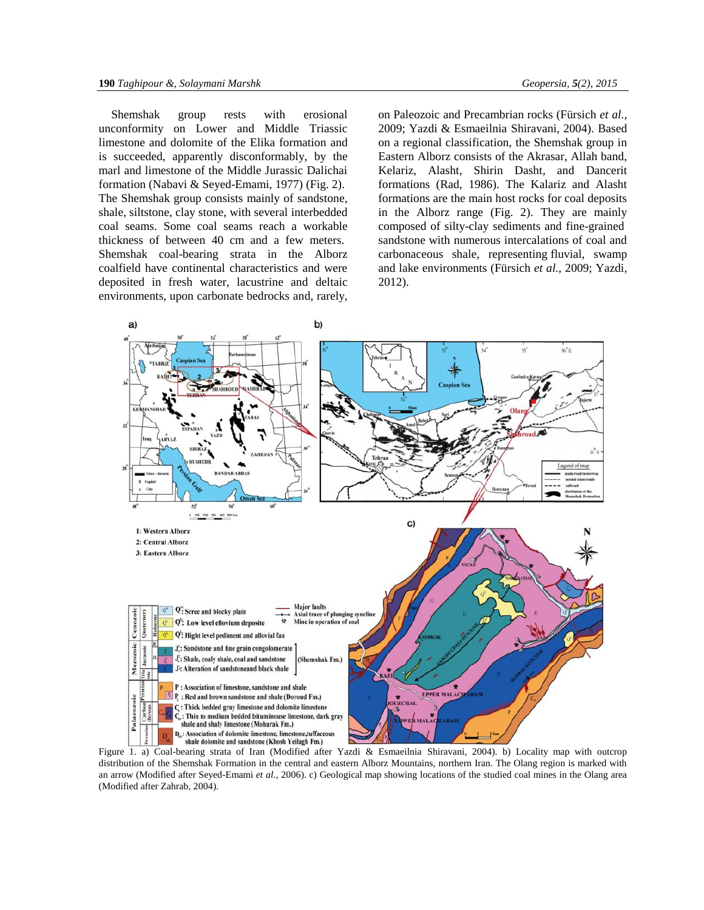Shemshak group rests with erosional unconformity on Lower and Middle Triassic limestone and dolomite of the Elika formation and is succeeded, apparently disconformably, by the marl and limestone of the Middle Jurassic Dalichai formation (Nabavi & Seyed-Emami, 1977) (Fig. 2). The Shemshak group consists mainly of sandstone, shale, siltstone, clay stone, with several interbedded coal seams. Some coal seams reach a workable thickness of between 40 cm and a few meters. Shemshak coal-bearing strata in the Alborz coalfield have continental characteristics and were deposited in fresh water, lacustrine and deltaic environments, upon carbonate bedrocks and, rarely, on Paleozoic and Precambrian rocks (Fürsich *et al.*, 2009; Yazdi & Esmaeilnia Shiravani, 2004). Based on a regional classification, the Shemshak group in Eastern Alborz consists of the Akrasar, Allah band, Kelariz, Alasht, Shirin Dasht, and Dancerit formations (Rad, 1986). The Kalariz and Alasht formations are the main host rocks for coal deposits in the Alborz range (Fig. 2). They are mainly composed of silty-clay sediments and fine-grained sandstone with numerous intercalations of coal and carbonaceous shale, representing fluvial, swamp and lake environments (Fürsich *et al.*, 2009; Yazdi, 2012).

Figure 1. a) Coal-bearing strata of Iran (Modified after Yazdi & Esmaeilnia Shiravani, 2004). b) Locality map with outcrop distribution of the Shemshak Formation in the central and eastern Alborz Mountains, northern Iran. The Olang region is marked with an arrow (Modified after Seyed-Emami *et al.*, 2006). c) Geological map showing locations of the studied coal mines in the Olang area (Modified after Zahrab, 2004).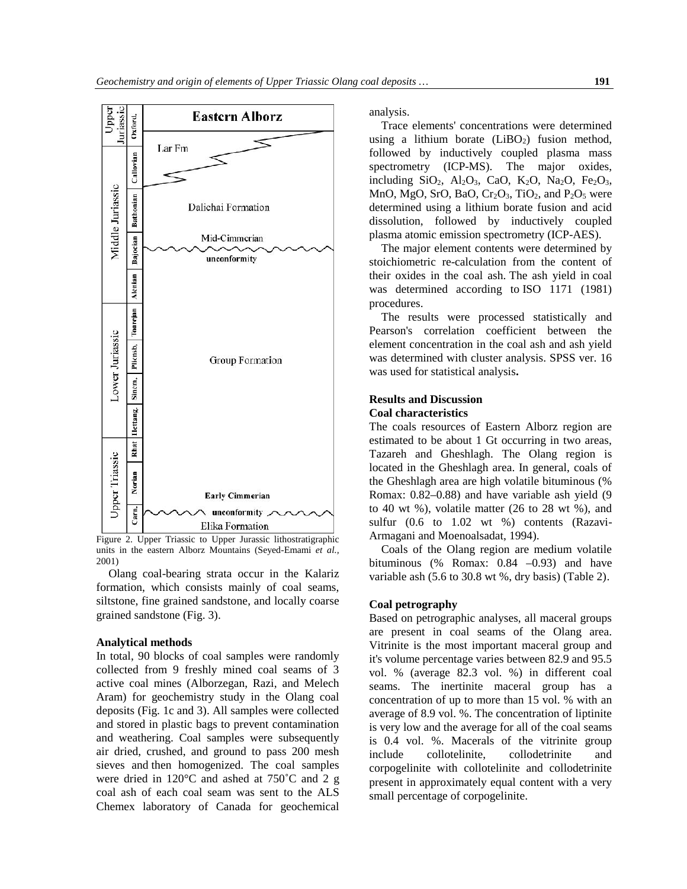Figure 2. Upper Triassic to Upper Jurassic lithostratigraphic units in the eastern Alborz Mountains (Seyed-Emami *et al.,* 2001)

Olang coal-bearing strata occur in the Kalariz formation, which consists mainly of coal seams, siltstone, fine grained sandstone, and locally coarse grained sandstone (Fig. 3).

### Analytical methods

In total, 90 blocks of coal samples were randomly collected from 9 freshly mined coal seams of 3 active coal mines (Alborzegan, Razi, and Melech Aram) for geochemistry study in the Olang coal deposits (Fig. 1c and 3). All samples were collected and stored in plastic bags to prevent contamination and weathering. Coal samples were subsequently air dried, crushed, and ground to pass 200 mesh sieves and then homogenized. The coal samples were dried in 120°C and ashed at 750˚C and 2 g coal ash of each coal seam was sent to the ALS Chemex laboratory of Canada for geochemical analysis.

Trace elements' concentrations were determined using a lithium borate ($LiBO_2$) fusion method, followed by inductively coupled plasma mass spectrometry (ICP-MS). The major oxides, including $SiO_2$, $Al_2O_3$, CaO, $K_2O$, $Na_2O$, $Fe_2O_3$, MnO, MgO, SrO, BaO, $Cr_2O_3$, $TiO_2$, and $P_2O_5$ were determined using a lithium borate fusion and acid dissolution, followed by inductively coupled plasma atomic emission spectrometry (ICP-AES).

The major element contents were determined by stoichiometric re-calculation from the content of their oxides in the coal ash. The ash yield in coal was determined according to ISO 1171 (1981) procedures.

The results were processed statistically and Pearson's correlation coefficient between the element concentration in the coal ash and ash yield was determined with cluster analysis. SPSS ver. 16 was used for statistical analysis**.**

## Results and Discussion

### Coal characteristics

The coals resources of Eastern Alborz region are estimated to be about 1 Gt occurring in two areas, Tazareh and Gheshlagh. The Olang region is located in the Gheshlagh area. In general, coals of the Gheshlagh area are high volatile bituminous (% Romax: 0.82–0.88) and have variable ash yield (9 to 40 wt %), volatile matter (26 to 28 wt %), and sulfur (0.6 to 1.02 wt %) contents (Razavi-Armagani and Moenoalsadat, 1994).

Coals of the Olang region are medium volatile bituminous (% Romax: 0.84 –0.93) and have variable ash (5.6 to 30.8 wt %, dry basis) (Table 2).

### Coal petrography

Based on petrographic analyses, all maceral groups are present in coal seams of the Olang area. Vitrinite is the most important maceral group and it's volume percentage varies between 82.9 and 95.5 vol. % (average 82.3 vol. %) in different coal seams. The inertinite maceral group has a concentration of up to more than 15 vol. % with an average of 8.9 vol. %. The concentration of liptinite is very low and the average for all of the coal seams is 0.4 vol. %. Macerals of the vitrinite group include collotelinite, collodetrinite and corpogelinite with collotelinite and collodetrinite present in approximately equal content with a very small percentage of corpogelinite.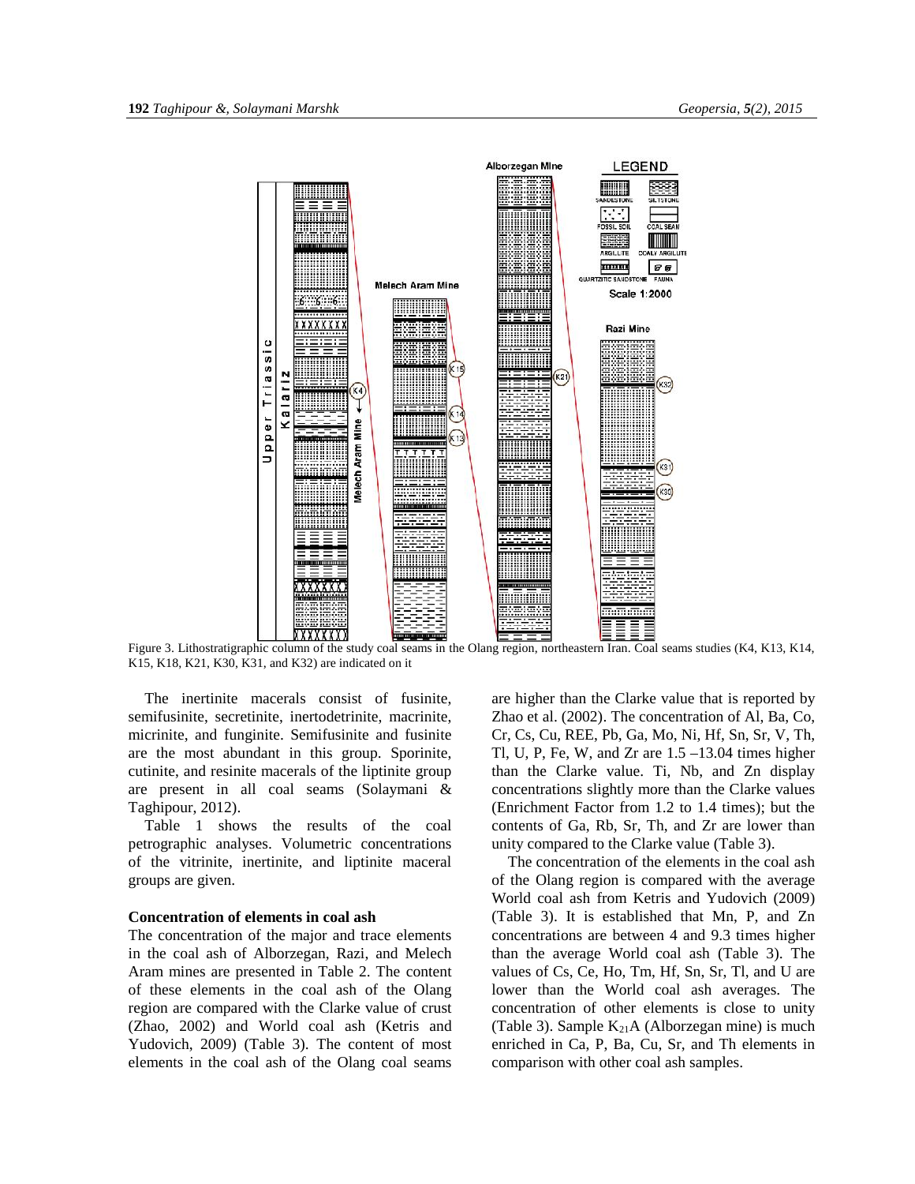Figure 3. Lithostratigraphic column of the study coal seams in the Olang region, northeastern Iran. Coal seams studies (K4, K13, K14, K15, K18, K21, K30, K31, and K32) are indicated on it

The inertinite macerals consist of fusinite, semifusinite, secretinite, inertodetrinite, macrinite, micrinite, and funginite. Semifusinite and fusinite are the most abundant in this group. Sporinite, cutinite, and resinite macerals of the liptinite group are present in all coal seams (Solaymani & Taghipour, 2012).

Table 1 shows the results of the coal petrographic analyses. Volumetric concentrations of the vitrinite, inertinite, and liptinite maceral groups are given.

### Concentration of elements in coal ash

The concentration of the major and trace elements in the coal ash of Alborzegan, Razi, and Melech Aram mines are presented in Table 2. The content of these elements in the coal ash of the Olang region are compared with the Clarke value of crust (Zhao, 2002) and World coal ash (Ketris and Yudovich, 2009) (Table 3). The content of most elements in the coal ash of the Olang coal seams are higher than the Clarke value that is reported by Zhao et al. (2002). The concentration of Al, Ba, Co, Cr, Cs, Cu, REE, Pb, Ga, Mo, Ni, Hf, Sn, Sr, V, Th, Tl, U, P, Fe, W, and Zr are 1.5 –13.04 times higher than the Clarke value. Ti, Nb, and Zn display concentrations slightly more than the Clarke values (Enrichment Factor from 1.2 to 1.4 times); but the contents of Ga, Rb, Sr, Th, and Zr are lower than unity compared to the Clarke value (Table 3).

The concentration of the elements in the coal ash of the Olang region is compared with the average World coal ash from Ketris and Yudovich (2009) (Table 3). It is established that Mn, P, and Zn concentrations are between 4 and 9.3 times higher than the average World coal ash (Table 3). The values of Cs, Ce, Ho, Tm, Hf, Sn, Sr, Tl, and U are lower than the World coal ash averages. The concentration of other elements is close to unity (Table 3). Sample $K_{21}A$ (Alborzegan mine) is much enriched in Ca, P, Ba, Cu, Sr, and Th elements in comparison with other coal ash samples.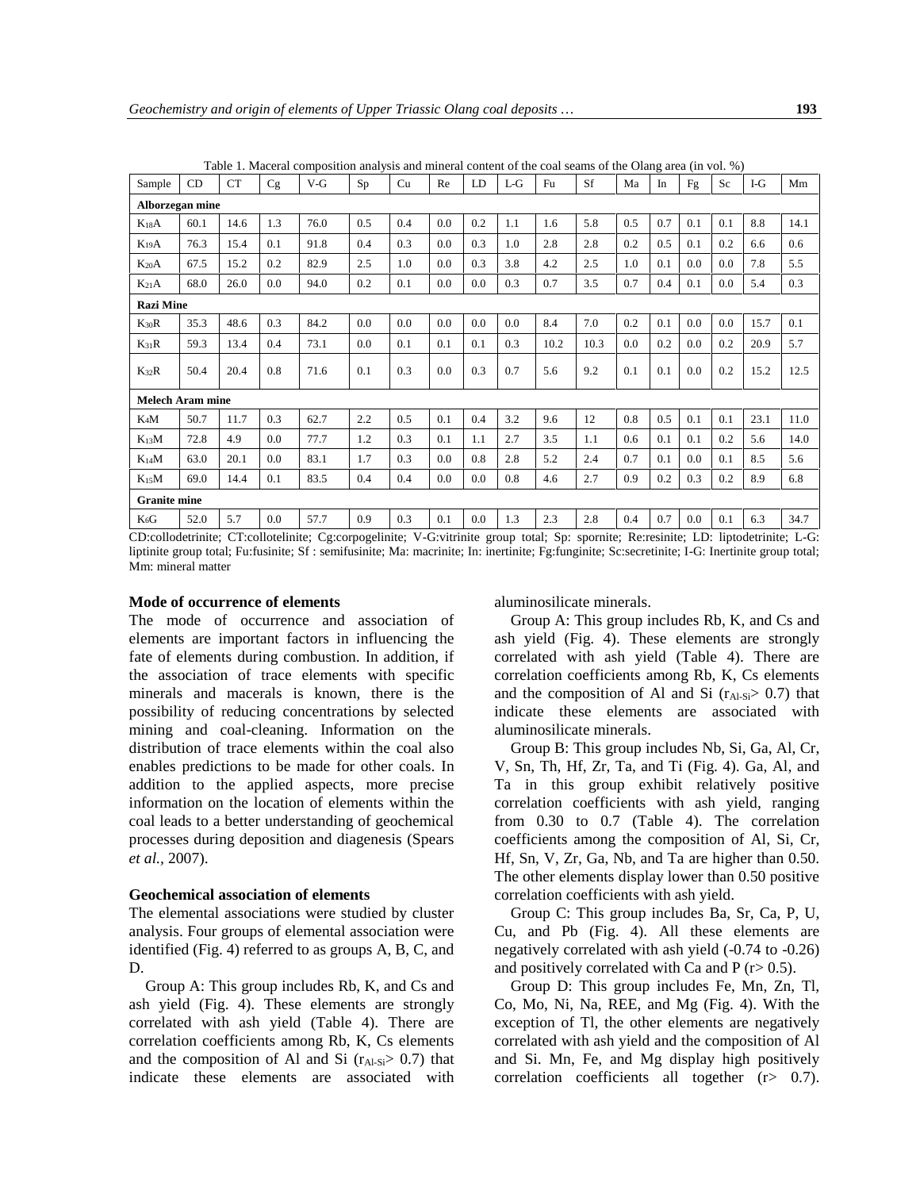Table 1. Maceral composition analysis and mineral content of the coal seams of the Olang area (in vol. %)

| Sample | CD | CT | Cg | V-G | Sp | Cu | Re | LD | L-G | Fu | Sf | Ma | In | Fg | Sc | I-G | Mm |
|---|---|---|---|---|---|---|---|---|---|---|---|---|---|---|---|---|---|
| **Alborzegan mine** | | | | | | | | | | | | | | | | | |
| $K_{18}A$ | 60.1 | 14.6 | 1.3 | 76.0 | 0.5 | 0.4 | 0.0 | 0.2 | 1.1 | 1.6 | 5.8 | 0.5 | 0.7 | 0.1 | 0.1 | 8.8 | 14.1 |
| $K_{19}A$ | 76.3 | 15.4 | 0.1 | 91.8 | 0.4 | 0.3 | 0.0 | 0.3 | 1.0 | 2.8 | 2.8 | 0.2 | 0.5 | 0.1 | 0.2 | 6.6 | 0.6 |
| $K_{20}A$ | 67.5 | 15.2 | 0.2 | 82.9 | 2.5 | 1.0 | 0.0 | 0.3 | 3.8 | 4.2 | 2.5 | 1.0 | 0.1 | 0.0 | 0.0 | 7.8 | 5.5 |
| $K_{21}A$ | 68.0 | 26.0 | 0.0 | 94.0 | 0.2 | 0.1 | 0.0 | 0.0 | 0.3 | 0.7 | 3.5 | 0.7 | 0.4 | 0.1 | 0.0 | 5.4 | 0.3 |
| **Razi Mine** | | | | | | | | | | | | | | | | | |
| $K_{30}R$ | 35.3 | 48.6 | 0.3 | 84.2 | 0.0 | 0.0 | 0.0 | 0.0 | 0.0 | 8.4 | 7.0 | 0.2 | 0.1 | 0.0 | 0.0 | 15.7 | 0.1 |
| $K_{31}R$ | 59.3 | 13.4 | 0.4 | 73.1 | 0.0 | 0.1 | 0.1 | 0.1 | 0.3 | 10.2 | 10.3 | 0.0 | 0.2 | 0.0 | 0.2 | 20.9 | 5.7 |
| $K_{32}R$ | 50.4 | 20.4 | 0.8 | 71.6 | 0.1 | 0.3 | 0.0 | 0.3 | 0.7 | 5.6 | 9.2 | 0.1 | 0.1 | 0.0 | 0.2 | 15.2 | 12.5 |
| **Melech Aram mine** | | | | | | | | | | | | | | | | | |
| $K_4M$ | 50.7 | 11.7 | 0.3 | 62.7 | 2.2 | 0.5 | 0.1 | 0.4 | 3.2 | 9.6 | 12 | 0.8 | 0.5 | 0.1 | 0.1 | 23.1 | 11.0 |
| $K_{13}M$ | 72.8 | 4.9 | 0.0 | 77.7 | 1.2 | 0.3 | 0.1 | 1.1 | 2.7 | 3.5 | 1.1 | 0.6 | 0.1 | 0.1 | 0.2 | 5.6 | 14.0 |
| $K_{14}M$ | 63.0 | 20.1 | 0.0 | 83.1 | 1.7 | 0.3 | 0.0 | 0.8 | 2.8 | 5.2 | 2.4 | 0.7 | 0.1 | 0.0 | 0.1 | 8.5 | 5.6 |
| $K_{15}M$ | 69.0 | 14.4 | 0.1 | 83.5 | 0.4 | 0.4 | 0.0 | 0.0 | 0.8 | 4.6 | 2.7 | 0.9 | 0.2 | 0.3 | 0.2 | 8.9 | 6.8 |
| **Granite mine** | | | | | | | | | | | | | | | | | |
| $K_6G$ | 52.0 | 5.7 | 0.0 | 57.7 | 0.9 | 0.3 | 0.1 | 0.0 | 1.3 | 2.3 | 2.8 | 0.4 | 0.7 | 0.0 | 0.1 | 6.3 | 34.7 |

CD:collodetrinite; CT:collotelinite; Cg:corpogelinite; V-G:vitrinite group total; Sp: spornite; Re:resinite; LD: liptodetrinite; L-G: liptinite group total; Fu:fusinite; Sf : semifusinite; Ma: macrinite; In: inertinite; Fg:funginite; Sc:secretinite; I-G: Inertinite group total; Mm: mineral matter

### Mode of occurrence of elements

The mode of occurrence and association of elements are important factors in influencing the fate of elements during combustion. In addition, if the association of trace elements with specific minerals and macerals is known, there is the possibility of reducing concentrations by selected mining and coal-cleaning. Information on the distribution of trace elements within the coal also enables predictions to be made for other coals. In addition to the applied aspects, more precise information on the location of elements within the coal leads to a better understanding of geochemical processes during deposition and diagenesis (Spears *et al.*, 2007).

### Geochemical association of elements

The elemental associations were studied by cluster analysis. Four groups of elemental association were identified (Fig. 4) referred to as groups A, B, C, and D.

Group A: This group includes Rb, K, and Cs and ash yield (Fig. 4). These elements are strongly correlated with ash yield (Table 4). There are correlation coefficients among Rb, K, Cs elements and the composition of Al and Si ($r_{Al-Si}$> 0.7) that indicate these elements are associated with aluminosilicate minerals.

Group A: This group includes Rb, K, and Cs and ash yield (Fig. 4). These elements are strongly correlated with ash yield (Table 4). There are correlation coefficients among Rb, K, Cs elements and the composition of Al and Si ($r_{Al-Si}$> 0.7) that indicate these elements are associated with aluminosilicate minerals.

Group B: This group includes Nb, Si, Ga, Al, Cr, V, Sn, Th, Hf, Zr, Ta, and Ti (Fig. 4). Ga, Al, and Ta in this group exhibit relatively positive correlation coefficients with ash yield, ranging from 0.30 to 0.7 (Table 4). The correlation coefficients among the composition of Al, Si, Cr, Hf, Sn, V, Zr, Ga, Nb, and Ta are higher than 0.50. The other elements display lower than 0.50 positive correlation coefficients with ash yield.

Group C: This group includes Ba, Sr, Ca, P, U, Cu, and Pb (Fig. 4). All these elements are negatively correlated with ash yield (-0.74 to -0.26) and positively correlated with Ca and P (r> 0.5).

Group D: This group includes Fe, Mn, Zn, Tl, Co, Mo, Ni, Na, REE, and Mg (Fig. 4). With the exception of Tl, the other elements are negatively correlated with ash yield and the composition of Al and Si. Mn, Fe, and Mg display high positively correlation coefficients all together (r> 0.7).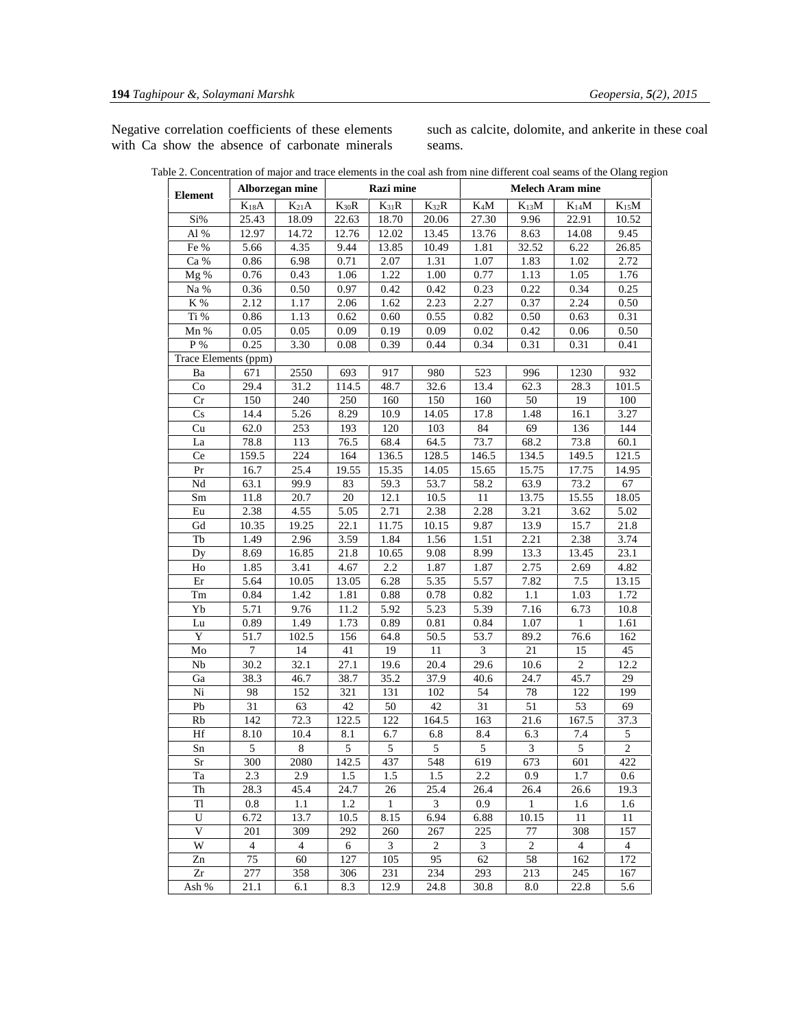Negative correlation coefficients of these elements with Ca show the absence of carbonate minerals such as calcite, dolomite, and ankerite in these coal seams.

Table 2. Concentration of major and trace elements in the coal ash from nine different coal seams of the Olang region

| Element | Alborzegan mine | | Razi mine | | | Melech Aram mine | | | |
|---|---|---|---|---|---|---|---|---|---|
| | $K_{18}A$ | $K_{21}A$ | $K_{30}R$ | $K_{31}R$ | $K_{32}R$ | $K_4M$ | $K_{13}M$ | $K_{14}M$ | $K_{15}M$ |
| Si% | 25.43 | 18.09 | 22.63 | 18.70 | 20.06 | 27.30 | 9.96 | 22.91 | 10.52 |
| Al % | 12.97 | 14.72 | 12.76 | 12.02 | 13.45 | 13.76 | 8.63 | 14.08 | 9.45 |
| Fe % | 5.66 | 4.35 | 9.44 | 13.85 | 10.49 | 1.81 | 32.52 | 6.22 | 26.85 |
| Ca % | 0.86 | 6.98 | 0.71 | 2.07 | 1.31 | 1.07 | 1.83 | 1.02 | 2.72 |
| Mg % | 0.76 | 0.43 | 1.06 | 1.22 | 1.00 | 0.77 | 1.13 | 1.05 | 1.76 |
| Na % | 0.36 | 0.50 | 0.97 | 0.42 | 0.42 | 0.23 | 0.22 | 0.34 | 0.25 |
| K % | 2.12 | 1.17 | 2.06 | 1.62 | 2.23 | 2.27 | 0.37 | 2.24 | 0.50 |
| Ti % | 0.86 | 1.13 | 0.62 | 0.60 | 0.55 | 0.82 | 0.50 | 0.63 | 0.31 |
| Mn % | 0.05 | 0.05 | 0.09 | 0.19 | 0.09 | 0.02 | 0.42 | 0.06 | 0.50 |
| P % | 0.25 | 3.30 | 0.08 | 0.39 | 0.44 | 0.34 | 0.31 | 0.31 | 0.41 |
| Trace Elements (ppm) | | | | | | | | | |
| Ba | 671 | 2550 | 693 | 917 | 980 | 523 | 996 | 1230 | 932 |
| Co | 29.4 | 31.2 | 114.5 | 48.7 | 32.6 | 13.4 | 62.3 | 28.3 | 101.5 |
| Cr | 150 | 240 | 250 | 160 | 150 | 160 | 50 | 19 | 100 |
| Cs | 14.4 | 5.26 | 8.29 | 10.9 | 14.05 | 17.8 | 1.48 | 16.1 | 3.27 |
| Cu | 62.0 | 253 | 193 | 120 | 103 | 84 | 69 | 136 | 144 |
| La | 78.8 | 113 | 76.5 | 68.4 | 64.5 | 73.7 | 68.2 | 73.8 | 60.1 |
| Ce | 159.5 | 224 | 164 | 136.5 | 128.5 | 146.5 | 134.5 | 149.5 | 121.5 |
| Pr | 16.7 | 25.4 | 19.55 | 15.35 | 14.05 | 15.65 | 15.75 | 17.75 | 14.95 |
| Nd | 63.1 | 99.9 | 83 | 59.3 | 53.7 | 58.2 | 63.9 | 73.2 | 67 |
| Sm | 11.8 | 20.7 | 20 | 12.1 | 10.5 | 11 | 13.75 | 15.55 | 18.05 |
| Eu | 2.38 | 4.55 | 5.05 | 2.71 | 2.38 | 2.28 | 3.21 | 3.62 | 5.02 |
| Gd | 10.35 | 19.25 | 22.1 | 11.75 | 10.15 | 9.87 | 13.9 | 15.7 | 21.8 |
| Tb | 1.49 | 2.96 | 3.59 | 1.84 | 1.56 | 1.51 | 2.21 | 2.38 | 3.74 |
| Dy | 8.69 | 16.85 | 21.8 | 10.65 | 9.08 | 8.99 | 13.3 | 13.45 | 23.1 |
| Ho | 1.85 | 3.41 | 4.67 | 2.2 | 1.87 | 1.87 | 2.75 | 2.69 | 4.82 |
| Er | 5.64 | 10.05 | 13.05 | 6.28 | 5.35 | 5.57 | 7.82 | 7.5 | 13.15 |
| Tm | 0.84 | 1.42 | 1.81 | 0.88 | 0.78 | 0.82 | 1.1 | 1.03 | 1.72 |
| Yb | 5.71 | 9.76 | 11.2 | 5.92 | 5.23 | 5.39 | 7.16 | 6.73 | 10.8 |
| Lu | 0.89 | 1.49 | 1.73 | 0.89 | 0.81 | 0.84 | 1.07 | 1 | 1.61 |
| Y | 51.7 | 102.5 | 156 | 64.8 | 50.5 | 53.7 | 89.2 | 76.6 | 162 |
| Mo | 7 | 14 | 41 | 19 | 11 | 3 | 21 | 15 | 45 |
| Nb | 30.2 | 32.1 | 27.1 | 19.6 | 20.4 | 29.6 | 10.6 | 2 | 12.2 |
| Ga | 38.3 | 46.7 | 38.7 | 35.2 | 37.9 | 40.6 | 24.7 | 45.7 | 29 |
| Ni | 98 | 152 | 321 | 131 | 102 | 54 | 78 | 122 | 199 |
| Pb | 31 | 63 | 42 | 50 | 42 | 31 | 51 | 53 | 69 |
| Rb | 142 | 72.3 | 122.5 | 122 | 164.5 | 163 | 21.6 | 167.5 | 37.3 |
| Hf | 8.10 | 10.4 | 8.1 | 6.7 | 6.8 | 8.4 | 6.3 | 7.4 | 5 |
| Sn | 5 | 8 | 5 | 5 | 5 | 5 | 3 | 5 | 2 |
| Sr | 300 | 2080 | 142.5 | 437 | 548 | 619 | 673 | 601 | 422 |
| Ta | 2.3 | 2.9 | 1.5 | 1.5 | 1.5 | 2.2 | 0.9 | 1.7 | 0.6 |
| Th | 28.3 | 45.4 | 24.7 | 26 | 25.4 | 26.4 | 26.4 | 26.6 | 19.3 |
| Tl | 0.8 | 1.1 | 1.2 | 1 | 3 | 0.9 | 1 | 1.6 | 1.6 |
| U | 6.72 | 13.7 | 10.5 | 8.15 | 6.94 | 6.88 | 10.15 | 11 | 11 |
| V | 201 | 309 | 292 | 260 | 267 | 225 | 77 | 308 | 157 |
| W | 4 | 4 | 6 | 3 | 2 | 3 | 2 | 4 | 4 |
| Zn | 75 | 60 | 127 | 105 | 95 | 62 | 58 | 162 | 172 |
| Zr | 277 | 358 | 306 | 231 | 234 | 293 | 213 | 245 | 167 |
| Ash % | 21.1 | 6.1 | 8.3 | 12.9 | 24.8 | 30.8 | 8.0 | 22.8 | 5.6 |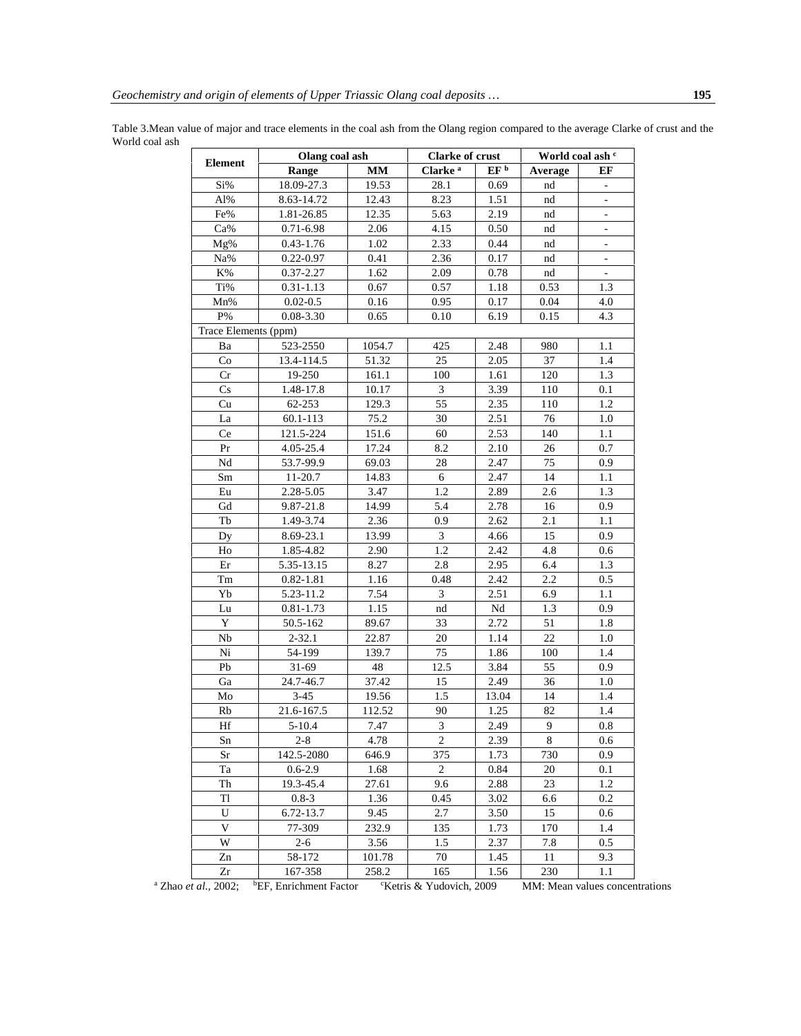Table 3.Mean value of major and trace elements in the coal ash from the Olang region compared to the average Clarke of crust and the World coal ash

| Element | Olang coal ash | | Clarke of crust | | World coal ash [c] | |
|---|---|---|---|---|---|---|
| | Range | MM | Clarke [a] | EF [b] | Average | EF |
| Si% | 18.09-27.3 | 19.53 | 28.1 | 0.69 | nd | - |
| Al% | 8.63-14.72 | 12.43 | 8.23 | 1.51 | nd | - |
| Fe% | 1.81-26.85 | 12.35 | 5.63 | 2.19 | nd | - |
| Ca% | 0.71-6.98 | 2.06 | 4.15 | 0.50 | nd | - |
| Mg% | 0.43-1.76 | 1.02 | 2.33 | 0.44 | nd | - |
| Na% | 0.22-0.97 | 0.41 | 2.36 | 0.17 | nd | - |
| K% | 0.37-2.27 | 1.62 | 2.09 | 0.78 | nd | - |
| Ti% | 0.31-1.13 | 0.67 | 0.57 | 1.18 | 0.53 | 1.3 |
| Mn% | 0.02-0.5 | 0.16 | 0.95 | 0.17 | 0.04 | 4.0 |
| P% | 0.08-3.30 | 0.65 | 0.10 | 6.19 | 0.15 | 4.3 |
| Trace Elements (ppm) | | | | | | |
| Ba | 523-2550 | 1054.7 | 425 | 2.48 | 980 | 1.1 |
| Co | 13.4-114.5 | 51.32 | 25 | 2.05 | 37 | 1.4 |
| Cr | 19-250 | 161.1 | 100 | 1.61 | 120 | 1.3 |
| Cs | 1.48-17.8 | 10.17 | 3 | 3.39 | 110 | 0.1 |
| Cu | 62-253 | 129.3 | 55 | 2.35 | 110 | 1.2 |
| La | 60.1-113 | 75.2 | 30 | 2.51 | 76 | 1.0 |
| Ce | 121.5-224 | 151.6 | 60 | 2.53 | 140 | 1.1 |
| Pr | 4.05-25.4 | 17.24 | 8.2 | 2.10 | 26 | 0.7 |
| Nd | 53.7-99.9 | 69.03 | 28 | 2.47 | 75 | 0.9 |
| Sm | 11-20.7 | 14.83 | 6 | 2.47 | 14 | 1.1 |
| Eu | 2.28-5.05 | 3.47 | 1.2 | 2.89 | 2.6 | 1.3 |
| Gd | 9.87-21.8 | 14.99 | 5.4 | 2.78 | 16 | 0.9 |
| Tb | 1.49-3.74 | 2.36 | 0.9 | 2.62 | 2.1 | 1.1 |
| Dy | 8.69-23.1 | 13.99 | 3 | 4.66 | 15 | 0.9 |
| Ho | 1.85-4.82 | 2.90 | 1.2 | 2.42 | 4.8 | 0.6 |
| Er | 5.35-13.15 | 8.27 | 2.8 | 2.95 | 6.4 | 1.3 |
| Tm | 0.82-1.81 | 1.16 | 0.48 | 2.42 | 2.2 | 0.5 |
| Yb | 5.23-11.2 | 7.54 | 3 | 2.51 | 6.9 | 1.1 |
| Lu | 0.81-1.73 | 1.15 | nd | Nd | 1.3 | 0.9 |
| Y | 50.5-162 | 89.67 | 33 | 2.72 | 51 | 1.8 |
| Nb | 2-32.1 | 22.87 | 20 | 1.14 | 22 | 1.0 |
| Ni | 54-199 | 139.7 | 75 | 1.86 | 100 | 1.4 |
| Pb | 31-69 | 48 | 12.5 | 3.84 | 55 | 0.9 |
| Ga | 24.7-46.7 | 37.42 | 15 | 2.49 | 36 | 1.0 |
| Mo | 3-45 | 19.56 | 1.5 | 13.04 | 14 | 1.4 |
| Rb | 21.6-167.5 | 112.52 | 90 | 1.25 | 82 | 1.4 |
| Hf | 5-10.4 | 7.47 | 3 | 2.49 | 9 | 0.8 |
| Sn | 2-8 | 4.78 | 2 | 2.39 | 8 | 0.6 |
| Sr | 142.5-2080 | 646.9 | 375 | 1.73 | 730 | 0.9 |
| Ta | 0.6-2.9 | 1.68 | 2 | 0.84 | 20 | 0.1 |
| Th | 19.3-45.4 | 27.61 | 9.6 | 2.88 | 23 | 1.2 |
| Tl | 0.8-3 | 1.36 | 0.45 | 3.02 | 6.6 | 0.2 |
| U | 6.72-13.7 | 9.45 | 2.7 | 3.50 | 15 | 0.6 |
| V | 77-309 | 232.9 | 135 | 1.73 | 170 | 1.4 |
| W | 2-6 | 3.56 | 1.5 | 2.37 | 7.8 | 0.5 |
| Zn | 58-172 | 101.78 | 70 | 1.45 | 11 | 9.3 |
| Zr | 167-358 | 258.2 | 165 | 1.56 | 230 | 1.1 |

[a] Zhao *et al.*, 2002; [b]EF, Enrichment Factor [c]Ketris & Yudovich, 2009 MM: Mean values concentrations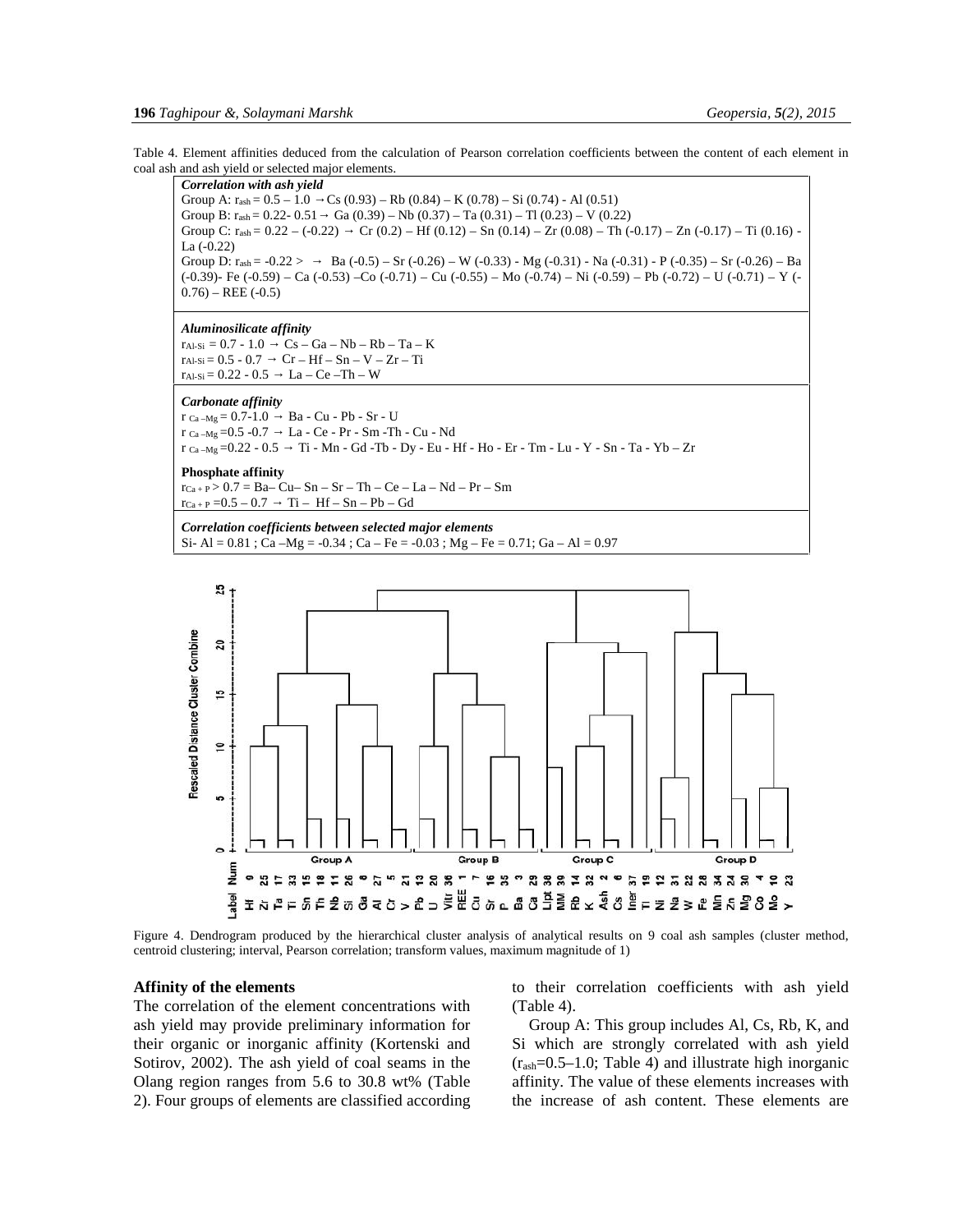Table 4. Element affinities deduced from the calculation of Pearson correlation coefficients between the content of each element in coal ash and ash yield or selected major elements.

***Correlation with ash yield***

Group A: $r_{ash}$ = 0.5 – 1.0 → Cs (0.93) – Rb (0.84) – K (0.78) – Si (0.74) - Al (0.51)

Group B: $r_{ash}$ = 0.22- 0.51 → Ga (0.39) – Nb (0.37) – Ta (0.31) – Tl (0.23) – V (0.22)

Group C: $r_{ash}$ = 0.22 – (-0.22) → Cr (0.2) – Hf (0.12) – Sn (0.14) – Zr (0.08) – Th (-0.17) – Zn (-0.17) – Ti (0.16) - La (-0.22)

Group D: $r_{ash}$ = -0.22 > → Ba (-0.5) – Sr (-0.26) – W (-0.33) - Mg (-0.31) - Na (-0.31) - P (-0.35) – Sr (-0.26) – Ba (-0.39)- Fe (-0.59) – Ca (-0.53) –Co (-0.71) – Cu (-0.55) – Mo (-0.74) – Ni (-0.59) – Pb (-0.72) – U (-0.71) – Y (-0.76) – REE (-0.5)

***Aluminosilicate affinity***

$r_{Al-Si}$ = 0.7 - 1.0 → Cs – Ga – Nb – Rb – Ta – K

$r_{Al-Si}$ = 0.5 - 0.7 → Cr – Hf – Sn – V – Zr – Ti

$r_{Al-Si}$ = 0.22 - 0.5 → La – Ce –Th – W

***Carbonate affinity***

$r_{Ca-Mg}$ = 0.7-1.0 → Ba - Cu - Pb - Sr - U

$r_{Ca-Mg}$ =0.5 -0.7 → La - Ce - Pr - Sm -Th - Cu - Nd

$r_{Ca-Mg}$ =0.22 - 0.5 → Ti - Mn - Gd -Tb - Dy - Eu - Hf - Ho - Er - Tm - Lu - Y - Sn - Ta - Yb – Zr

**Phosphate affinity**

$r_{Ca+P}$ > 0.7 = Ba– Cu– Sn – Sr – Th – Ce – La – Nd – Pr – Sm

$r_{Ca+P}$ =0.5 – 0.7 → Ti – Hf – Sn – Pb – Gd

***Correlation coefficients between selected major elements***

Si- Al = 0.81 ; Ca –Mg = -0.34 ; Ca – Fe = -0.03 ; Mg – Fe = 0.71; Ga – Al = 0.97

Figure 4. Dendrogram produced by the hierarchical cluster analysis of analytical results on 9 coal ash samples (cluster method, centroid clustering; interval, Pearson correlation; transform values, maximum magnitude of 1)

### Affinity of the elements

The correlation of the element concentrations with ash yield may provide preliminary information for their organic or inorganic affinity (Kortenski and Sotirov, 2002). The ash yield of coal seams in the Olang region ranges from 5.6 to 30.8 wt% (Table 2). Four groups of elements are classified according to their correlation coefficients with ash yield (Table 4).

Group A: This group includes Al, Cs, Rb, K, and Si which are strongly correlated with ash yield ($r_{ash}$=0.5–1.0; Table 4) and illustrate high inorganic affinity. The value of these elements increases with the increase of ash content. These elements are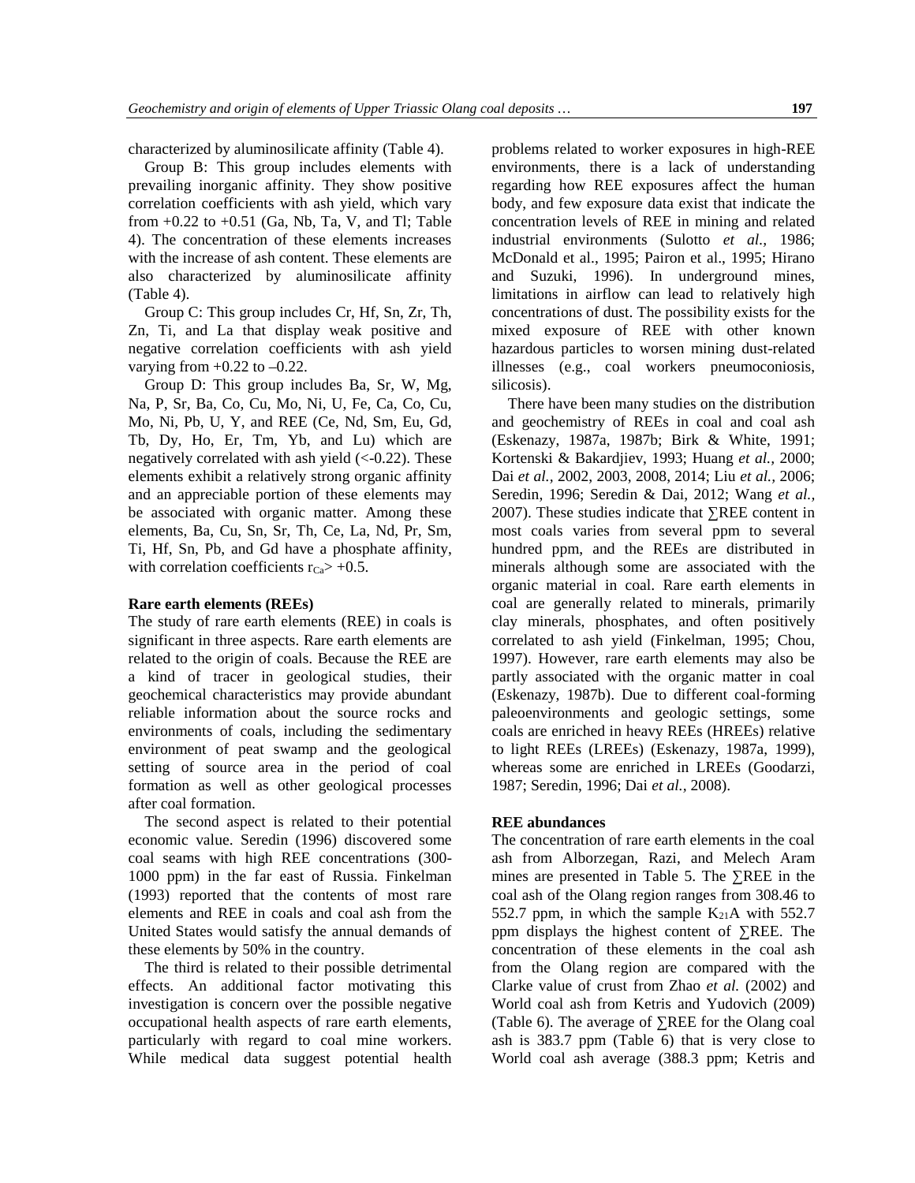characterized by aluminosilicate affinity (Table 4).

Group B: This group includes elements with prevailing inorganic affinity. They show positive correlation coefficients with ash yield, which vary from +0.22 to +0.51 (Ga, Nb, Ta, V, and Tl; Table 4). The concentration of these elements increases with the increase of ash content. These elements are also characterized by aluminosilicate affinity (Table 4).

Group C: This group includes Cr, Hf, Sn, Zr, Th, Zn, Ti, and La that display weak positive and negative correlation coefficients with ash yield varying from +0.22 to –0.22.

Group D: This group includes Ba, Sr, W, Mg, Na, P, Sr, Ba, Co, Cu, Mo, Ni, U, Fe, Ca, Co, Cu, Mo, Ni, Pb, U, Y, and REE (Ce, Nd, Sm, Eu, Gd, Tb, Dy, Ho, Er, Tm, Yb, and Lu) which are negatively correlated with ash yield (<-0.22). These elements exhibit a relatively strong organic affinity and an appreciable portion of these elements may be associated with organic matter. Among these elements, Ba, Cu, Sn, Sr, Th, Ce, La, Nd, Pr, Sm, Ti, Hf, Sn, Pb, and Gd have a phosphate affinity, with correlation coefficients $r_{Ca}$> +0.5.

### Rare earth elements (REEs)

The study of rare earth elements (REE) in coals is significant in three aspects. Rare earth elements are related to the origin of coals. Because the REE are a kind of tracer in geological studies, their geochemical characteristics may provide abundant reliable information about the source rocks and environments of coals, including the sedimentary environment of peat swamp and the geological setting of source area in the period of coal formation as well as other geological processes after coal formation.

The second aspect is related to their potential economic value. Seredin (1996) discovered some coal seams with high REE concentrations (300-1000 ppm) in the far east of Russia. Finkelman (1993) reported that the contents of most rare elements and REE in coals and coal ash from the United States would satisfy the annual demands of these elements by 50% in the country.

The third is related to their possible detrimental effects. An additional factor motivating this investigation is concern over the possible negative occupational health aspects of rare earth elements, particularly with regard to coal mine workers. While medical data suggest potential health problems related to worker exposures in high-REE environments, there is a lack of understanding regarding how REE exposures affect the human body, and few exposure data exist that indicate the concentration levels of REE in mining and related industrial environments (Sulotto *et al.,* 1986; McDonald et al., 1995; Pairon et al., 1995; Hirano and Suzuki, 1996). In underground mines, limitations in airflow can lead to relatively high concentrations of dust. The possibility exists for the mixed exposure of REE with other known hazardous particles to worsen mining dust-related illnesses (e.g., coal workers pneumoconiosis, silicosis).

There have been many studies on the distribution and geochemistry of REEs in coal and coal ash (Eskenazy, 1987a, 1987b; Birk & White, 1991; Kortenski & Bakardjiev, 1993; Huang *et al.,* 2000; Dai *et al.,* 2002, 2003, 2008, 2014; Liu *et al.,* 2006; Seredin, 1996; Seredin & Dai, 2012; Wang *et al.,* 2007). These studies indicate that ∑REE content in most coals varies from several ppm to several hundred ppm, and the REEs are distributed in minerals although some are associated with the organic material in coal. Rare earth elements in coal are generally related to minerals, primarily clay minerals, phosphates, and often positively correlated to ash yield (Finkelman, 1995; Chou, 1997). However, rare earth elements may also be partly associated with the organic matter in coal (Eskenazy, 1987b). Due to different coal-forming paleoenvironments and geologic settings, some coals are enriched in heavy REEs (HREEs) relative to light REEs (LREEs) (Eskenazy, 1987a, 1999), whereas some are enriched in LREEs (Goodarzi, 1987; Seredin, 1996; Dai *et al.,* 2008).

### REE abundances

The concentration of rare earth elements in the coal ash from Alborzegan, Razi, and Melech Aram mines are presented in Table 5. The ∑REE in the coal ash of the Olang region ranges from 308.46 to 552.7 ppm, in which the sample $K_{21}$A with 552.7 ppm displays the highest content of ∑REE. The concentration of these elements in the coal ash from the Olang region are compared with the Clarke value of crust from Zhao *et al.* (2002) and World coal ash from Ketris and Yudovich (2009) (Table 6). The average of ∑REE for the Olang coal ash is 383.7 ppm (Table 6) that is very close to World coal ash average (388.3 ppm; Ketris and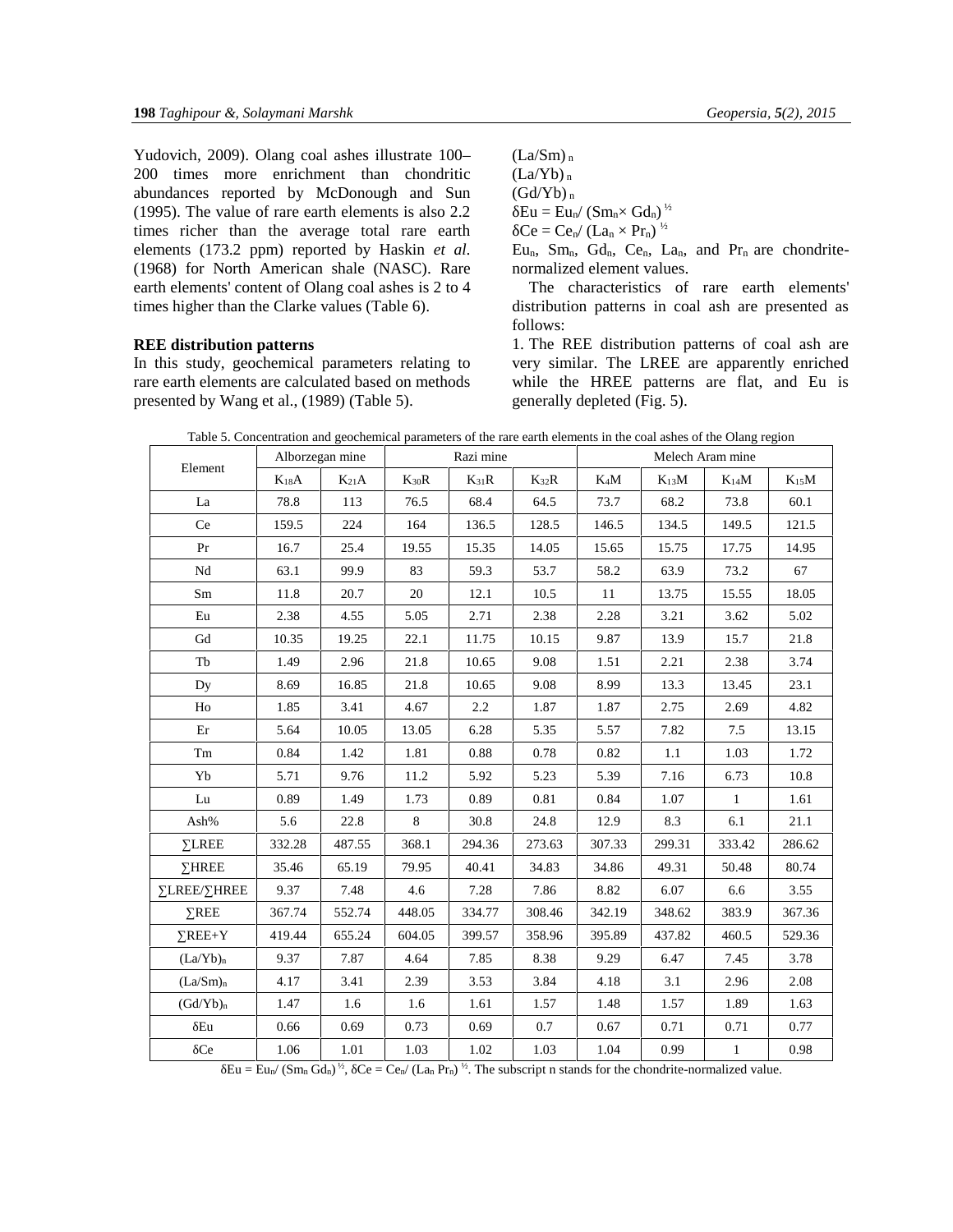Yudovich, 2009). Olang coal ashes illustrate 100–200 times more enrichment than chondritic abundances reported by McDonough and Sun (1995). The value of rare earth elements is also 2.2 times richer than the average total rare earth elements (173.2 ppm) reported by Haskin *et al.* (1968) for North American shale (NASC). Rare earth elements' content of Olang coal ashes is 2 to 4 times higher than the Clarke values (Table 6).

**REE distribution patterns**

In this study, geochemical parameters relating to rare earth elements are calculated based on methods presented by Wang et al., (1989) (Table 5).

$(La/Sm)_n$
$(La/Yb)_n$
$(Gd/Yb)_n$
$\delta Eu = Eu_n / (Sm_n \times Gd_n)^{½}$
$\delta Ce = Ce_n / (La_n \times Pr_n)^{½}$

$Eu_n$, $Sm_n$, $Gd_n$, $Ce_n$, $La_n$, and $Pr_n$ are chondrite-normalized element values.

The characteristics of rare earth elements' distribution patterns in coal ash are presented as follows:

1. The REE distribution patterns of coal ash are very similar. The LREE are apparently enriched while the HREE patterns are flat, and Eu is generally depleted (Fig. 5).

Table 5. Concentration and geochemical parameters of the rare earth elements in the coal ashes of the Olang region

| Element | Alborzegan mine | | Razi mine | | | Melech Aram mine | | | |
|---|---|---|---|---|---|---|---|---|---|
| | $K_{18}A$ | $K_{21}A$ | $K_{30}R$ | $K_{31}R$ | $K_{32}R$ | $K_4M$ | $K_{13}M$ | $K_{14}M$ | $K_{15}M$ |
| La | 78.8 | 113 | 76.5 | 68.4 | 64.5 | 73.7 | 68.2 | 73.8 | 60.1 |
| Ce | 159.5 | 224 | 164 | 136.5 | 128.5 | 146.5 | 134.5 | 149.5 | 121.5 |
| Pr | 16.7 | 25.4 | 19.55 | 15.35 | 14.05 | 15.65 | 15.75 | 17.75 | 14.95 |
| Nd | 63.1 | 99.9 | 83 | 59.3 | 53.7 | 58.2 | 63.9 | 73.2 | 67 |
| Sm | 11.8 | 20.7 | 20 | 12.1 | 10.5 | 11 | 13.75 | 15.55 | 18.05 |
| Eu | 2.38 | 4.55 | 5.05 | 2.71 | 2.38 | 2.28 | 3.21 | 3.62 | 5.02 |
| Gd | 10.35 | 19.25 | 22.1 | 11.75 | 10.15 | 9.87 | 13.9 | 15.7 | 21.8 |
| Tb | 1.49 | 2.96 | 21.8 | 10.65 | 9.08 | 1.51 | 2.21 | 2.38 | 3.74 |
| Dy | 8.69 | 16.85 | 21.8 | 10.65 | 9.08 | 8.99 | 13.3 | 13.45 | 23.1 |
| Ho | 1.85 | 3.41 | 4.67 | 2.2 | 1.87 | 1.87 | 2.75 | 2.69 | 4.82 |
| Er | 5.64 | 10.05 | 13.05 | 6.28 | 5.35 | 5.57 | 7.82 | 7.5 | 13.15 |
| Tm | 0.84 | 1.42 | 1.81 | 0.88 | 0.78 | 0.82 | 1.1 | 1.03 | 1.72 |
| Yb | 5.71 | 9.76 | 11.2 | 5.92 | 5.23 | 5.39 | 7.16 | 6.73 | 10.8 |
| Lu | 0.89 | 1.49 | 1.73 | 0.89 | 0.81 | 0.84 | 1.07 | 1 | 1.61 |
| Ash% | 5.6 | 22.8 | 8 | 30.8 | 24.8 | 12.9 | 8.3 | 6.1 | 21.1 |
| ∑LREE | 332.28 | 487.55 | 368.1 | 294.36 | 273.63 | 307.33 | 299.31 | 333.42 | 286.62 |
| ∑HREE | 35.46 | 65.19 | 79.95 | 40.41 | 34.83 | 34.86 | 49.31 | 50.48 | 80.74 |
| ∑LREE/∑HREE | 9.37 | 7.48 | 4.6 | 7.28 | 7.86 | 8.82 | 6.07 | 6.6 | 3.55 |
| ∑REE | 367.74 | 552.74 | 448.05 | 334.77 | 308.46 | 342.19 | 348.62 | 383.9 | 367.36 |
| ∑REE+Y | 419.44 | 655.24 | 604.05 | 399.57 | 358.96 | 395.89 | 437.82 | 460.5 | 529.36 |
| $(La/Yb)_n$ | 9.37 | 7.87 | 4.64 | 7.85 | 8.38 | 9.29 | 6.47 | 7.45 | 3.78 |
| $(La/Sm)_n$ | 4.17 | 3.41 | 2.39 | 3.53 | 3.84 | 4.18 | 3.1 | 2.96 | 2.08 |
| $(Gd/Yb)_n$ | 1.47 | 1.6 | 1.6 | 1.61 | 1.57 | 1.48 | 1.57 | 1.89 | 1.63 |
| δEu | 0.66 | 0.69 | 0.73 | 0.69 | 0.7 | 0.67 | 0.71 | 0.71 | 0.77 |
| δCe | 1.06 | 1.01 | 1.03 | 1.02 | 1.03 | 1.04 | 0.99 | 1 | 0.98 |

$\delta Eu = Eu_n / (Sm_n\, Gd_n)^{½}$, $\delta Ce = Ce_n / (La_n\, Pr_n)^{½}$. The subscript n stands for the chondrite-normalized value.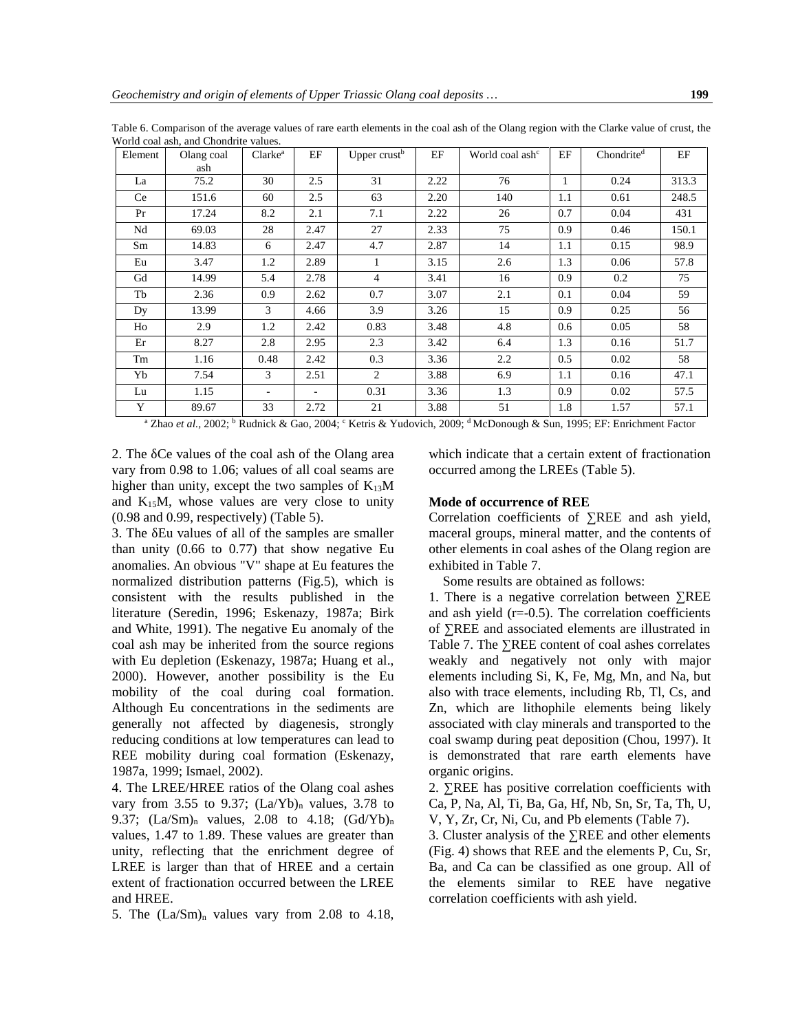Table 6. Comparison of the average values of rare earth elements in the coal ash of the Olang region with the Clarke value of crust, the World coal ash, and Chondrite values.

| Element | Olang coal ash | Clarke[a] | EF | Upper crust[b] | EF | World coal ash[c] | EF | Chondrite[d] | EF |
|---|---|---|---|---|---|---|---|---|---|
| La | 75.2 | 30 | 2.5 | 31 | 2.22 | 76 | 1 | 0.24 | 313.3 |
| Ce | 151.6 | 60 | 2.5 | 63 | 2.20 | 140 | 1.1 | 0.61 | 248.5 |
| Pr | 17.24 | 8.2 | 2.1 | 7.1 | 2.22 | 26 | 0.7 | 0.04 | 431 |
| Nd | 69.03 | 28 | 2.47 | 27 | 2.33 | 75 | 0.9 | 0.46 | 150.1 |
| Sm | 14.83 | 6 | 2.47 | 4.7 | 2.87 | 14 | 1.1 | 0.15 | 98.9 |
| Eu | 3.47 | 1.2 | 2.89 | 1 | 3.15 | 2.6 | 1.3 | 0.06 | 57.8 |
| Gd | 14.99 | 5.4 | 2.78 | 4 | 3.41 | 16 | 0.9 | 0.2 | 75 |
| Tb | 2.36 | 0.9 | 2.62 | 0.7 | 3.07 | 2.1 | 0.1 | 0.04 | 59 |
| Dy | 13.99 | 3 | 4.66 | 3.9 | 3.26 | 15 | 0.9 | 0.25 | 56 |
| Ho | 2.9 | 1.2 | 2.42 | 0.83 | 3.48 | 4.8 | 0.6 | 0.05 | 58 |
| Er | 8.27 | 2.8 | 2.95 | 2.3 | 3.42 | 6.4 | 1.3 | 0.16 | 51.7 |
| Tm | 1.16 | 0.48 | 2.42 | 0.3 | 3.36 | 2.2 | 0.5 | 0.02 | 58 |
| Yb | 7.54 | 3 | 2.51 | 2 | 3.88 | 6.9 | 1.1 | 0.16 | 47.1 |
| Lu | 1.15 | - | - | 0.31 | 3.36 | 1.3 | 0.9 | 0.02 | 57.5 |
| Y | 89.67 | 33 | 2.72 | 21 | 3.88 | 51 | 1.8 | 1.57 | 57.1 |

[a] Zhao *et al.*, 2002; [b] Rudnick & Gao, 2004; [c] Ketris & Yudovich, 2009; [d] McDonough & Sun, 1995; EF: Enrichment Factor

2. The δCe values of the coal ash of the Olang area vary from 0.98 to 1.06; values of all coal seams are higher than unity, except the two samples of $K_{13}M$ and $K_{15}M$, whose values are very close to unity (0.98 and 0.99, respectively) (Table 5).

3. The δEu values of all of the samples are smaller than unity (0.66 to 0.77) that show negative Eu anomalies. An obvious "V" shape at Eu features the normalized distribution patterns (Fig.5), which is consistent with the results published in the literature (Seredin, 1996; Eskenazy, 1987a; Birk and White, 1991). The negative Eu anomaly of the coal ash may be inherited from the source regions with Eu depletion (Eskenazy, 1987a; Huang et al., 2000). However, another possibility is the Eu mobility of the coal during coal formation. Although Eu concentrations in the sediments are generally not affected by diagenesis, strongly reducing conditions at low temperatures can lead to REE mobility during coal formation (Eskenazy, 1987a, 1999; Ismael, 2002).

4. The LREE/HREE ratios of the Olang coal ashes vary from 3.55 to 9.37; $(La/Yb)_n$ values, 3.78 to 9.37; $(La/Sm)_n$ values, 2.08 to 4.18; $(Gd/Yb)_n$ values, 1.47 to 1.89. These values are greater than unity, reflecting that the enrichment degree of LREE is larger than that of HREE and a certain extent of fractionation occurred between the LREE and HREE.

5. The $(La/Sm)_n$ values vary from 2.08 to 4.18, which indicate that a certain extent of fractionation occurred among the LREEs (Table 5).

**Mode of occurrence of REE**

Correlation coefficients of ∑REE and ash yield, maceral groups, mineral matter, and the contents of other elements in coal ashes of the Olang region are exhibited in Table 7.

Some results are obtained as follows:

1. There is a negative correlation between ∑REE and ash yield (r=-0.5). The correlation coefficients of ∑REE and associated elements are illustrated in Table 7. The ∑REE content of coal ashes correlates weakly and negatively not only with major elements including Si, K, Fe, Mg, Mn, and Na, but also with trace elements, including Rb, Tl, Cs, and Zn, which are lithophile elements being likely associated with clay minerals and transported to the coal swamp during peat deposition (Chou, 1997). It is demonstrated that rare earth elements have organic origins.

2. ∑REE has positive correlation coefficients with Ca, P, Na, Al, Ti, Ba, Ga, Hf, Nb, Sn, Sr, Ta, Th, U, V, Y, Zr, Cr, Ni, Cu, and Pb elements (Table 7).

3. Cluster analysis of the ∑REE and other elements (Fig. 4) shows that REE and the elements P, Cu, Sr, Ba, and Ca can be classified as one group. All of the elements similar to REE have negative correlation coefficients with ash yield.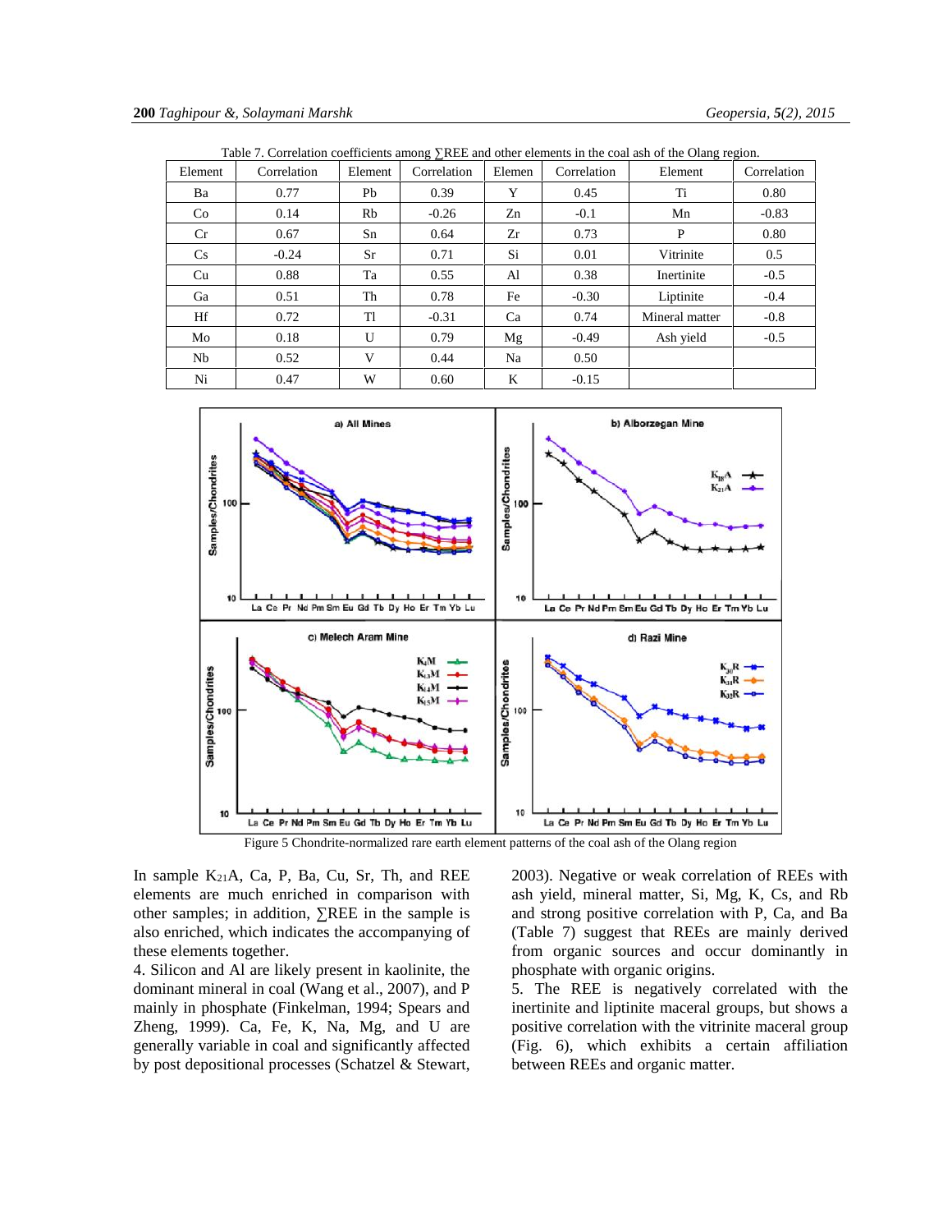Table 7. Correlation coefficients among ∑REE and other elements in the coal ash of the Olang region.

| Element | Correlation | Element | Correlation | Elemen | Correlation | Element | Correlation |
|---|---|---|---|---|---|---|---|
| Ba | 0.77 | Pb | 0.39 | Y | 0.45 | Ti | 0.80 |
| Co | 0.14 | Rb | -0.26 | Zn | -0.1 | Mn | -0.83 |
| Cr | 0.67 | Sn | 0.64 | Zr | 0.73 | P | 0.80 |
| Cs | -0.24 | Sr | 0.71 | Si | 0.01 | Vitrinite | 0.5 |
| Cu | 0.88 | Ta | 0.55 | Al | 0.38 | Inertinite | -0.5 |
| Ga | 0.51 | Th | 0.78 | Fe | -0.30 | Liptinite | -0.4 |
| Hf | 0.72 | Tl | -0.31 | Ca | 0.74 | Mineral matter | -0.8 |
| Mo | 0.18 | U | 0.79 | Mg | -0.49 | Ash yield | -0.5 |
| Nb | 0.52 | V | 0.44 | Na | 0.50 | | |
| Ni | 0.47 | W | 0.60 | K | -0.15 | | |

Figure 5 Chondrite-normalized rare earth element patterns of the coal ash of the Olang region

In sample $K_{21}A$, Ca, P, Ba, Cu, Sr, Th, and REE elements are much enriched in comparison with other samples; in addition, ∑REE in the sample is also enriched, which indicates the accompanying of these elements together.

4. Silicon and Al are likely present in kaolinite, the dominant mineral in coal (Wang et al., 2007), and P mainly in phosphate (Finkelman, 1994; Spears and Zheng, 1999). Ca, Fe, K, Na, Mg, and U are generally variable in coal and significantly affected by post depositional processes (Schatzel & Stewart, 2003). Negative or weak correlation of REEs with ash yield, mineral matter, Si, Mg, K, Cs, and Rb and strong positive correlation with P, Ca, and Ba (Table 7) suggest that REEs are mainly derived from organic sources and occur dominantly in phosphate with organic origins.

5. The REE is negatively correlated with the inertinite and liptinite maceral groups, but shows a positive correlation with the vitrinite maceral group (Fig. 6), which exhibits a certain affiliation between REEs and organic matter.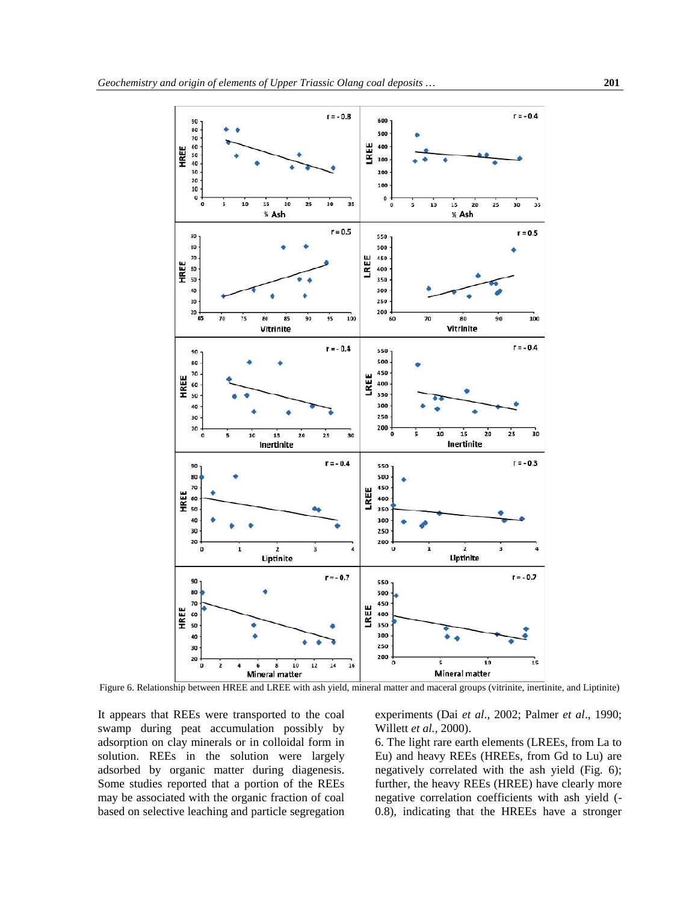Figure 6. Relationship between HREE and LREE with ash yield, mineral matter and maceral groups (vitrinite, inertinite, and Liptinite)

It appears that REEs were transported to the coal swamp during peat accumulation possibly by adsorption on clay minerals or in colloidal form in solution. REEs in the solution were largely adsorbed by organic matter during diagenesis. Some studies reported that a portion of the REEs may be associated with the organic fraction of coal based on selective leaching and particle segregation experiments (Dai *et al*., 2002; Palmer *et al*., 1990; Willett *et al.,* 2000).

6. The light rare earth elements (LREEs, from La to Eu) and heavy REEs (HREEs, from Gd to Lu) are negatively correlated with the ash yield (Fig. 6); further, the heavy REEs (HREE) have clearly more negative correlation coefficients with ash yield (-0.8), indicating that the HREEs have a stronger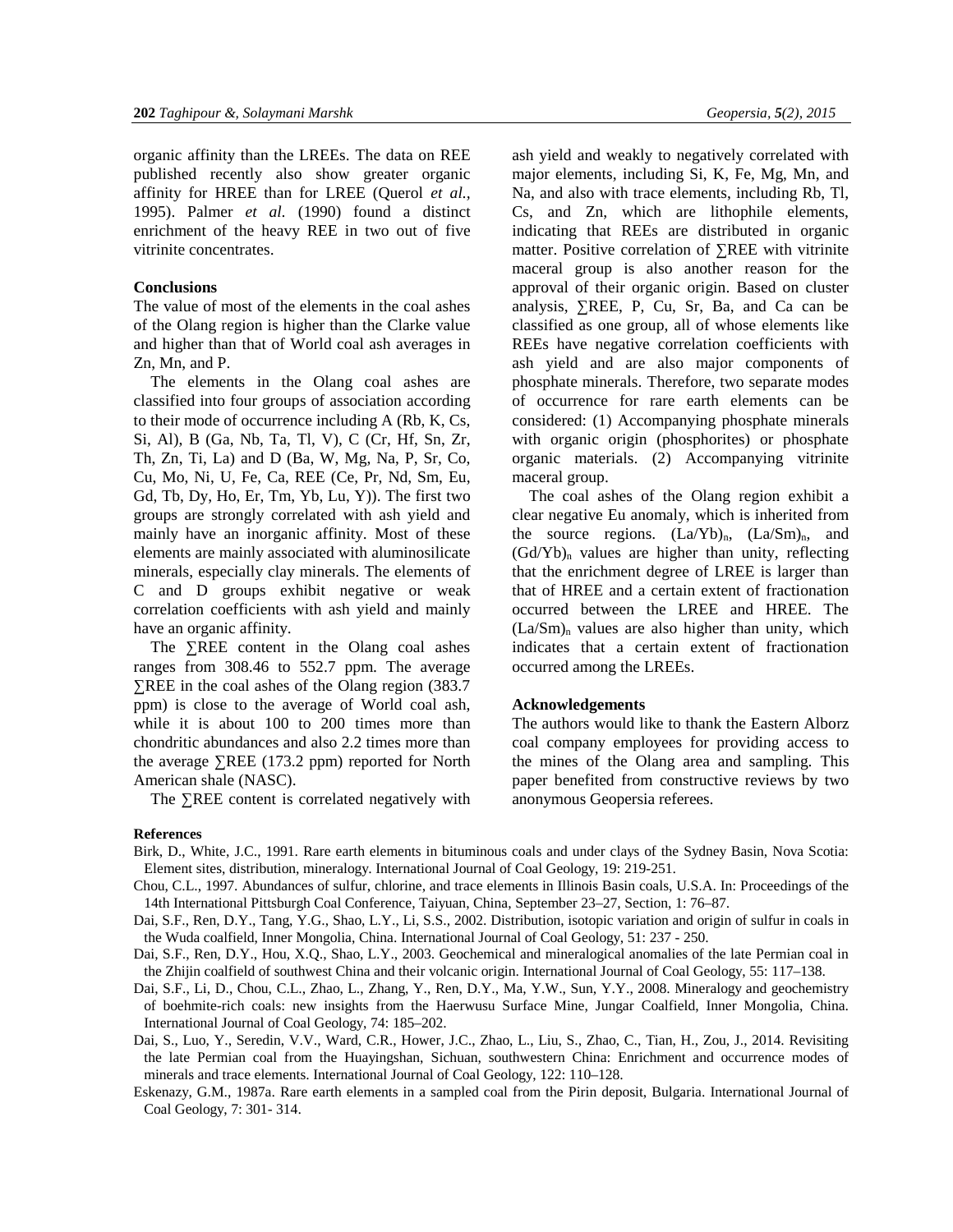organic affinity than the LREEs. The data on REE published recently also show greater organic affinity for HREE than for LREE (Querol *et al.*, 1995). Palmer *et al*. (1990) found a distinct enrichment of the heavy REE in two out of five vitrinite concentrates.

## Conclusions

The value of most of the elements in the coal ashes of the Olang region is higher than the Clarke value and higher than that of World coal ash averages in Zn, Mn, and P.

The elements in the Olang coal ashes are classified into four groups of association according to their mode of occurrence including A (Rb, K, Cs, Si, Al), B (Ga, Nb, Ta, Tl, V), C (Cr, Hf, Sn, Zr, Th, Zn, Ti, La) and D (Ba, W, Mg, Na, P, Sr, Co, Cu, Mo, Ni, U, Fe, Ca, REE (Ce, Pr, Nd, Sm, Eu, Gd, Tb, Dy, Ho, Er, Tm, Yb, Lu, Y)). The first two groups are strongly correlated with ash yield and mainly have an inorganic affinity. Most of these elements are mainly associated with aluminosilicate minerals, especially clay minerals. The elements of C and D groups exhibit negative or weak correlation coefficients with ash yield and mainly have an organic affinity.

The ∑REE content in the Olang coal ashes ranges from 308.46 to 552.7 ppm. The average ∑REE in the coal ashes of the Olang region (383.7 ppm) is close to the average of World coal ash, while it is about 100 to 200 times more than chondritic abundances and also 2.2 times more than the average ∑REE (173.2 ppm) reported for North American shale (NASC).

The ∑REE content is correlated negatively with ash yield and weakly to negatively correlated with major elements, including Si, K, Fe, Mg, Mn, and Na, and also with trace elements, including Rb, Tl, Cs, and Zn, which are lithophile elements, indicating that REEs are distributed in organic matter. Positive correlation of ∑REE with vitrinite maceral group is also another reason for the approval of their organic origin. Based on cluster analysis, ∑REE, P, Cu, Sr, Ba, and Ca can be classified as one group, all of whose elements like REEs have negative correlation coefficients with ash yield and are also major components of phosphate minerals. Therefore, two separate modes of occurrence for rare earth elements can be considered: (1) Accompanying phosphate minerals with organic origin (phosphorites) or phosphate organic materials. (2) Accompanying vitrinite maceral group.

The coal ashes of the Olang region exhibit a clear negative Eu anomaly, which is inherited from the source regions. $(La/Yb)_n$, $(La/Sm)_n$, and $(Gd/Yb)_n$ values are higher than unity, reflecting that the enrichment degree of LREE is larger than that of HREE and a certain extent of fractionation occurred between the LREE and HREE. The $(La/Sm)_n$ values are also higher than unity, which indicates that a certain extent of fractionation occurred among the LREEs.

## Acknowledgements

The authors would like to thank the Eastern Alborz coal company employees for providing access to the mines of the Olang area and sampling. This paper benefited from constructive reviews by two anonymous Geopersia referees.

## References

Birk, D., White, J.C., 1991. Rare earth elements in bituminous coals and under clays of the Sydney Basin, Nova Scotia: Element sites, distribution, mineralogy. International Journal of Coal Geology, 19: 219-251.

Chou, C.L., 1997. Abundances of sulfur, chlorine, and trace elements in Illinois Basin coals, U.S.A. In: Proceedings of the 14th International Pittsburgh Coal Conference, Taiyuan, China, September 23–27, Section, 1: 76–87.

Dai, S.F., Ren, D.Y., Tang, Y.G., Shao, L.Y., Li, S.S., 2002. Distribution, isotopic variation and origin of sulfur in coals in the Wuda coalfield, Inner Mongolia, China. International Journal of Coal Geology, 51: 237 - 250.

Dai, S.F., Ren, D.Y., Hou, X.Q., Shao, L.Y., 2003. Geochemical and mineralogical anomalies of the late Permian coal in the Zhijin coalfield of southwest China and their volcanic origin. International Journal of Coal Geology, 55: 117–138.

Dai, S.F., Li, D., Chou, C.L., Zhao, L., Zhang, Y., Ren, D.Y., Ma, Y.W., Sun, Y.Y., 2008. Mineralogy and geochemistry of boehmite-rich coals: new insights from the Haerwusu Surface Mine, Jungar Coalfield, Inner Mongolia, China. International Journal of Coal Geology, 74: 185–202.

Dai, S., Luo, Y., Seredin, V.V., Ward, C.R., Hower, J.C., Zhao, L., Liu, S., Zhao, C., Tian, H., Zou, J., 2014. Revisiting the late Permian coal from the Huayingshan, Sichuan, southwestern China: Enrichment and occurrence modes of minerals and trace elements. International Journal of Coal Geology, 122: 110–128.

Eskenazy, G.M., 1987a. Rare earth elements in a sampled coal from the Pirin deposit, Bulgaria. International Journal of Coal Geology, 7: 301- 314.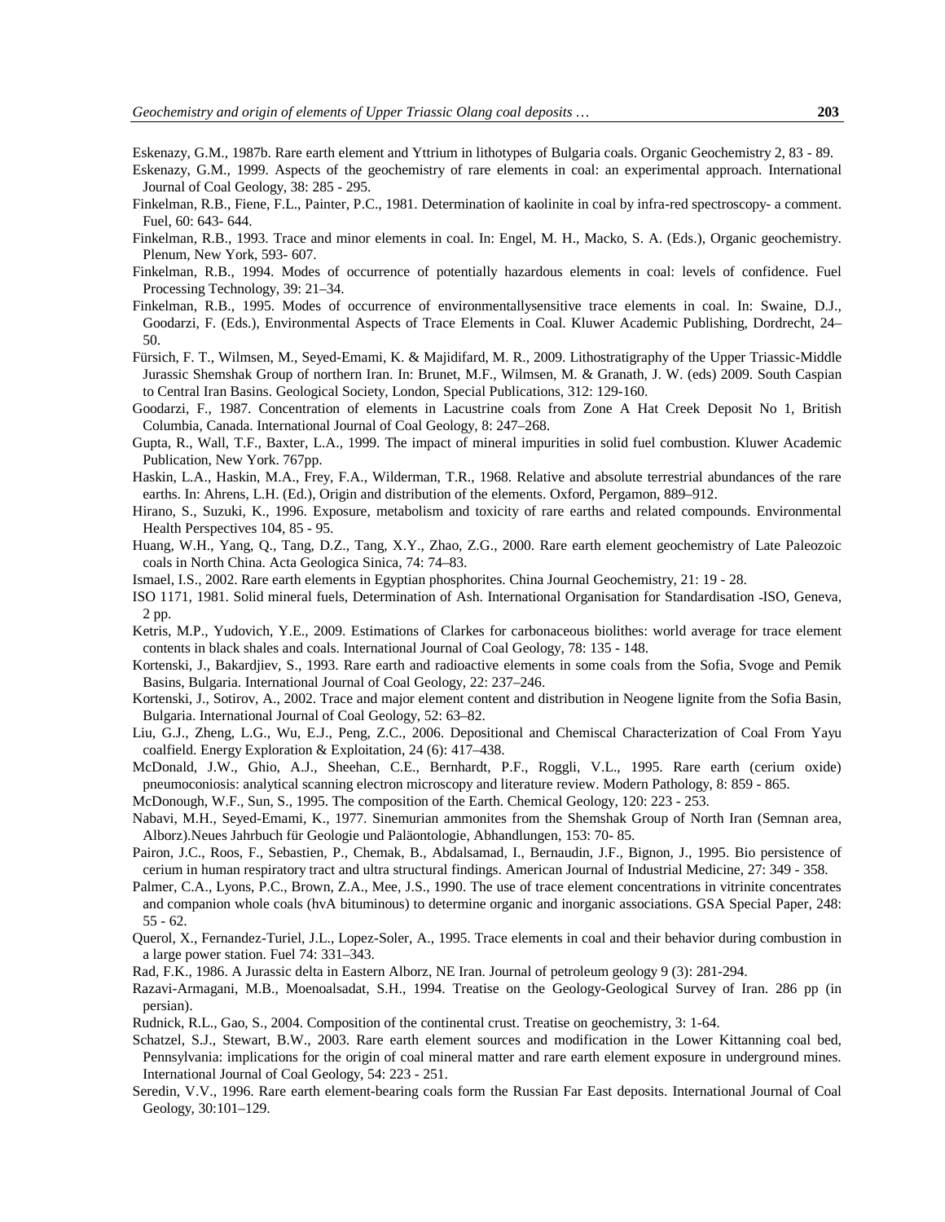Eskenazy, G.M., 1987b. Rare earth element and Yttrium in lithotypes of Bulgaria coals. Organic Geochemistry 2, 83 - 89.

Eskenazy, G.M., 1999. Aspects of the geochemistry of rare elements in coal: an experimental approach. International Journal of Coal Geology, 38: 285 - 295.

Finkelman, R.B., Fiene, F.L., Painter, P.C., 1981. Determination of kaolinite in coal by infra-red spectroscopy- a comment. Fuel, 60: 643- 644.

Finkelman, R.B., 1993. Trace and minor elements in coal. In: Engel, M. H., Macko, S. A. (Eds.), Organic geochemistry. Plenum, New York, 593- 607.

Finkelman, R.B., 1994. Modes of occurrence of potentially hazardous elements in coal: levels of confidence. Fuel Processing Technology, 39: 21–34.

Finkelman, R.B., 1995. Modes of occurrence of environmentallysensitive trace elements in coal. In: Swaine, D.J., Goodarzi, F. (Eds.), Environmental Aspects of Trace Elements in Coal. Kluwer Academic Publishing, Dordrecht, 24–50.

Fürsich, F. T., Wilmsen, M., Seyed-Emami, K. & Majidifard, M. R., 2009. Lithostratigraphy of the Upper Triassic-Middle Jurassic Shemshak Group of northern Iran. In: Brunet, M.F., Wilmsen, M. & Granath, J. W. (eds) 2009. South Caspian to Central Iran Basins. Geological Society, London, Special Publications, 312: 129-160.

Goodarzi, F., 1987. Concentration of elements in Lacustrine coals from Zone A Hat Creek Deposit No 1, British Columbia, Canada. International Journal of Coal Geology, 8: 247–268.

Gupta, R., Wall, T.F., Baxter, L.A., 1999. The impact of mineral impurities in solid fuel combustion. Kluwer Academic Publication, New York. 767pp.

Haskin, L.A., Haskin, M.A., Frey, F.A., Wilderman, T.R., 1968. Relative and absolute terrestrial abundances of the rare earths. In: Ahrens, L.H. (Ed.), Origin and distribution of the elements. Oxford, Pergamon, 889–912.

Hirano, S., Suzuki, K., 1996. Exposure, metabolism and toxicity of rare earths and related compounds. Environmental Health Perspectives 104, 85 - 95.

Huang, W.H., Yang, Q., Tang, D.Z., Tang, X.Y., Zhao, Z.G., 2000. Rare earth element geochemistry of Late Paleozoic coals in North China. Acta Geologica Sinica, 74: 74–83.

Ismael, I.S., 2002. Rare earth elements in Egyptian phosphorites. China Journal Geochemistry, 21: 19 - 28.

ISO 1171, 1981. Solid mineral fuels, Determination of Ash. International Organisation for Standardisation -ISO, Geneva, 2 pp.

Ketris, M.P., Yudovich, Y.E., 2009. Estimations of Clarkes for carbonaceous biolithes: world average for trace element contents in black shales and coals. International Journal of Coal Geology, 78: 135 - 148.

Kortenski, J., Bakardjiev, S., 1993. Rare earth and radioactive elements in some coals from the Sofia, Svoge and Pemik Basins, Bulgaria. International Journal of Coal Geology, 22: 237–246.

Kortenski, J., Sotirov, A., 2002. Trace and major element content and distribution in Neogene lignite from the Sofia Basin, Bulgaria. International Journal of Coal Geology, 52: 63–82.

Liu, G.J., Zheng, L.G., Wu, E.J., Peng, Z.C., 2006. Depositional and Chemiscal Characterization of Coal From Yayu coalfield. Energy Exploration & Exploitation, 24 (6): 417–438.

McDonald, J.W., Ghio, A.J., Sheehan, C.E., Bernhardt, P.F., Roggli, V.L., 1995. Rare earth (cerium oxide) pneumoconiosis: analytical scanning electron microscopy and literature review. Modern Pathology, 8: 859 - 865.

McDonough, W.F., Sun, S., 1995. The composition of the Earth. Chemical Geology, 120: 223 - 253.

Nabavi, M.H., Seyed-Emami, K., 1977. Sinemurian ammonites from the Shemshak Group of North Iran (Semnan area, Alborz).Neues Jahrbuch für Geologie und Paläontologie, Abhandlungen, 153: 70- 85.

Pairon, J.C., Roos, F., Sebastien, P., Chemak, B., Abdalsamad, I., Bernaudin, J.F., Bignon, J., 1995. Bio persistence of cerium in human respiratory tract and ultra structural findings. American Journal of Industrial Medicine, 27: 349 - 358.

Palmer, C.A., Lyons, P.C., Brown, Z.A., Mee, J.S., 1990. The use of trace element concentrations in vitrinite concentrates and companion whole coals (hvA bituminous) to determine organic and inorganic associations. GSA Special Paper, 248: 55 - 62.

Querol, X., Fernandez-Turiel, J.L., Lopez-Soler, A., 1995. Trace elements in coal and their behavior during combustion in a large power station. Fuel 74: 331–343.

Rad, F.K., 1986. A Jurassic delta in Eastern Alborz, NE Iran. Journal of petroleum geology 9 (3): 281-294.

Razavi-Armagani, M.B., Moenoalsadat, S.H., 1994. Treatise on the Geology-Geological Survey of Iran. 286 pp (in persian).

Rudnick, R.L., Gao, S., 2004. Composition of the continental crust. Treatise on geochemistry, 3: 1-64.

Schatzel, S.J., Stewart, B.W., 2003. Rare earth element sources and modification in the Lower Kittanning coal bed, Pennsylvania: implications for the origin of coal mineral matter and rare earth element exposure in underground mines. International Journal of Coal Geology, 54: 223 - 251.

Seredin, V.V., 1996. Rare earth element-bearing coals form the Russian Far East deposits. International Journal of Coal Geology, 30:101–129.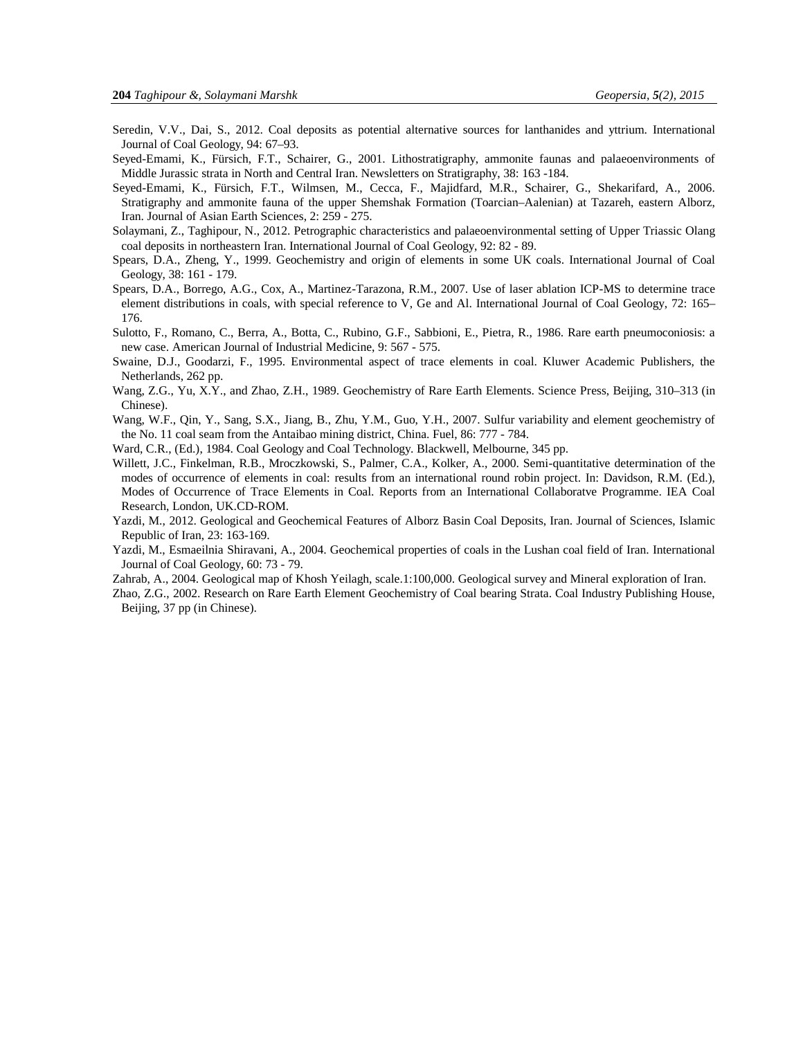Seredin, V.V., Dai, S., 2012. Coal deposits as potential alternative sources for lanthanides and yttrium. International Journal of Coal Geology, 94: 67–93.

Seyed-Emami, K., Fürsich, F.T., Schairer, G., 2001. Lithostratigraphy, ammonite faunas and palaeoenvironments of Middle Jurassic strata in North and Central Iran. Newsletters on Stratigraphy, 38: 163 -184.

Seyed-Emami, K., Fürsich, F.T., Wilmsen, M., Cecca, F., Majidfard, M.R., Schairer, G., Shekarifard, A., 2006. Stratigraphy and ammonite fauna of the upper Shemshak Formation (Toarcian–Aalenian) at Tazareh, eastern Alborz, Iran. Journal of Asian Earth Sciences, 2: 259 - 275.

Solaymani, Z., Taghipour, N., 2012. Petrographic characteristics and palaeoenvironmental setting of Upper Triassic Olang coal deposits in northeastern Iran. International Journal of Coal Geology, 92: 82 - 89.

Spears, D.A., Zheng, Y., 1999. Geochemistry and origin of elements in some UK coals. International Journal of Coal Geology, 38: 161 - 179.

Spears, D.A., Borrego, A.G., Cox, A., Martinez-Tarazona, R.M., 2007. Use of laser ablation ICP-MS to determine trace element distributions in coals, with special reference to V, Ge and Al. International Journal of Coal Geology, 72: 165–176.

Sulotto, F., Romano, C., Berra, A., Botta, C., Rubino, G.F., Sabbioni, E., Pietra, R., 1986. Rare earth pneumoconiosis: a new case. American Journal of Industrial Medicine, 9: 567 - 575.

Swaine, D.J., Goodarzi, F., 1995. Environmental aspect of trace elements in coal. Kluwer Academic Publishers, the Netherlands, 262 pp.

Wang, Z.G., Yu, X.Y., and Zhao, Z.H., 1989. Geochemistry of Rare Earth Elements. Science Press, Beijing, 310–313 (in Chinese).

Wang, W.F., Qin, Y., Sang, S.X., Jiang, B., Zhu, Y.M., Guo, Y.H., 2007. Sulfur variability and element geochemistry of the No. 11 coal seam from the Antaibao mining district, China. Fuel, 86: 777 - 784.

Ward, C.R., (Ed.), 1984. Coal Geology and Coal Technology. Blackwell, Melbourne, 345 pp.

Willett, J.C., Finkelman, R.B., Mroczkowski, S., Palmer, C.A., Kolker, A., 2000. Semi-quantitative determination of the modes of occurrence of elements in coal: results from an international round robin project. In: Davidson, R.M. (Ed.), Modes of Occurrence of Trace Elements in Coal. Reports from an International Collaboratve Programme. IEA Coal Research, London, UK.CD-ROM.

Yazdi, M., 2012. Geological and Geochemical Features of Alborz Basin Coal Deposits, Iran. Journal of Sciences, Islamic Republic of Iran, 23: 163-169.

Yazdi, M., Esmaeilnia Shiravani, A., 2004. Geochemical properties of coals in the Lushan coal field of Iran. International Journal of Coal Geology, 60: 73 - 79.

Zahrab, A., 2004. Geological map of Khosh Yeilagh, scale.1:100,000. Geological survey and Mineral exploration of Iran.

Zhao, Z.G., 2002. Research on Rare Earth Element Geochemistry of Coal bearing Strata. Coal Industry Publishing House, Beijing, 37 pp (in Chinese).